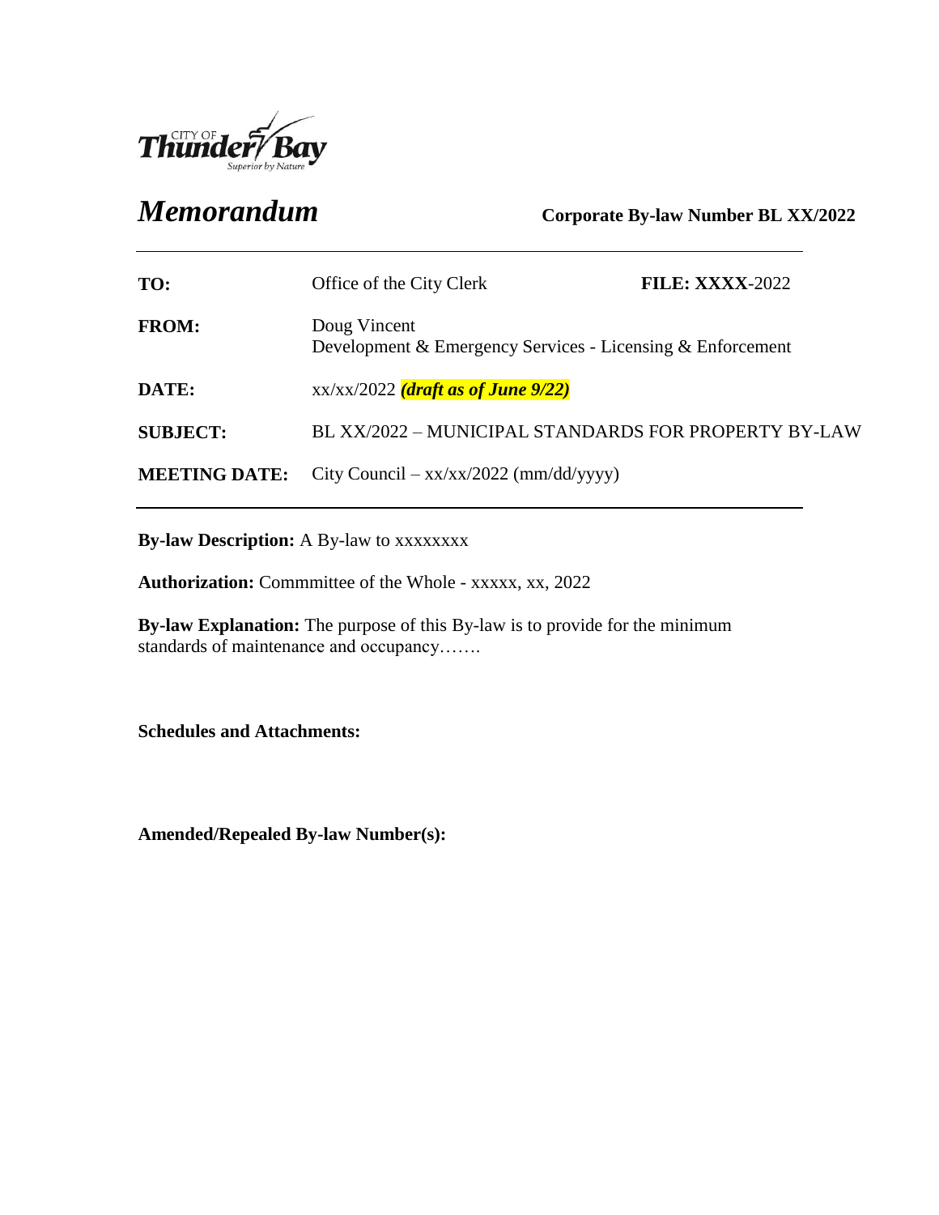# *Memorandum*

**Corporate By-law Number BL XX/2022**

| | | |
|---|---|---|
| **TO:** | Office of the City Clerk | **FILE: XXXX**-2022 |
| **FROM:** | Doug Vincent<br>Development & Emergency Services - Licensing & Enforcement | |
| **DATE:** | xx/xx/2022 ***(draft as of June 9/22)*** | |
| **SUBJECT:** | BL XX/2022 – MUNICIPAL STANDARDS FOR PROPERTY BY-LAW | |
| **MEETING DATE:** | City Council – xx/xx/2022 (mm/dd/yyyy) | |

**By-law Description:** A By-law to xxxxxxxx

**Authorization:** Commmittee of the Whole - xxxxx, xx, 2022

**By-law Explanation:** The purpose of this By-law is to provide for the minimum standards of maintenance and occupancy…….

**Schedules and Attachments:**

**Amended/Repealed By-law Number(s):**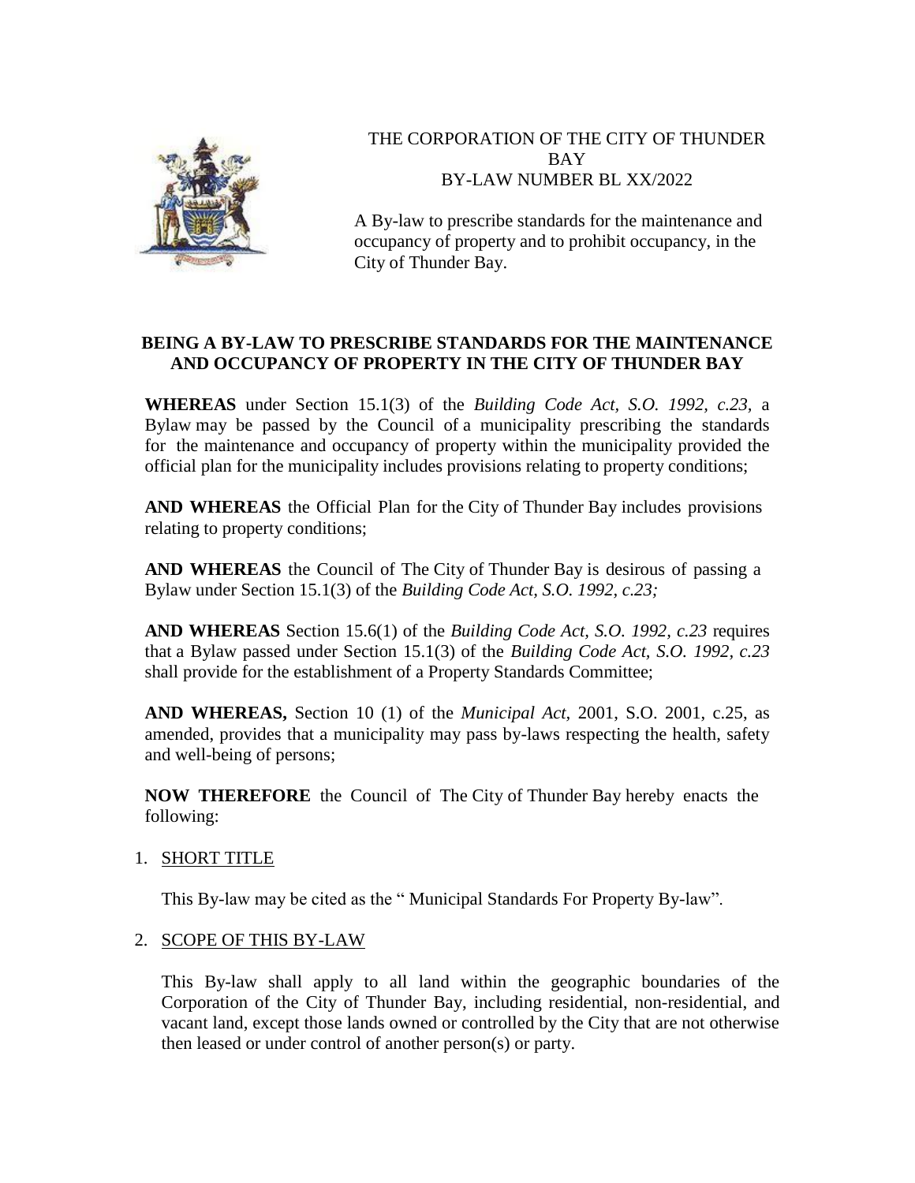THE CORPORATION OF THE CITY OF THUNDER BAY
BY-LAW NUMBER BL XX/2022

A By-law to prescribe standards for the maintenance and occupancy of property and to prohibit occupancy, in the City of Thunder Bay.

**BEING A BY-LAW TO PRESCRIBE STANDARDS FOR THE MAINTENANCE AND OCCUPANCY OF PROPERTY IN THE CITY OF THUNDER BAY**

**WHEREAS** under Section 15.1(3) of the *Building Code Act, S.O. 1992, c.23*, a Bylaw may be passed by the Council of a municipality prescribing the standards for the maintenance and occupancy of property within the municipality provided the official plan for the municipality includes provisions relating to property conditions;

**AND WHEREAS** the Official Plan for the City of Thunder Bay includes provisions relating to property conditions;

**AND WHEREAS** the Council of The City of Thunder Bay is desirous of passing a Bylaw under Section 15.1(3) of the *Building Code Act, S.O. 1992, c.23;*

**AND WHEREAS** Section 15.6(1) of the *Building Code Act, S.O. 1992, c.23* requires that a Bylaw passed under Section 15.1(3) of the *Building Code Act, S.O. 1992, c.23* shall provide for the establishment of a Property Standards Committee;

**AND WHEREAS,** Section 10 (1) of the *Municipal Act,* 2001, S.O. 2001, c.25, as amended, provides that a municipality may pass by-laws respecting the health, safety and well-being of persons;

**NOW THEREFORE** the Council of The City of Thunder Bay hereby enacts the following:

1. SHORT TITLE

   This By-law may be cited as the " Municipal Standards For Property By-law".

2. SCOPE OF THIS BY-LAW

   This By-law shall apply to all land within the geographic boundaries of the Corporation of the City of Thunder Bay, including residential, non-residential, and vacant land, except those lands owned or controlled by the City that are not otherwise then leased or under control of another person(s) or party.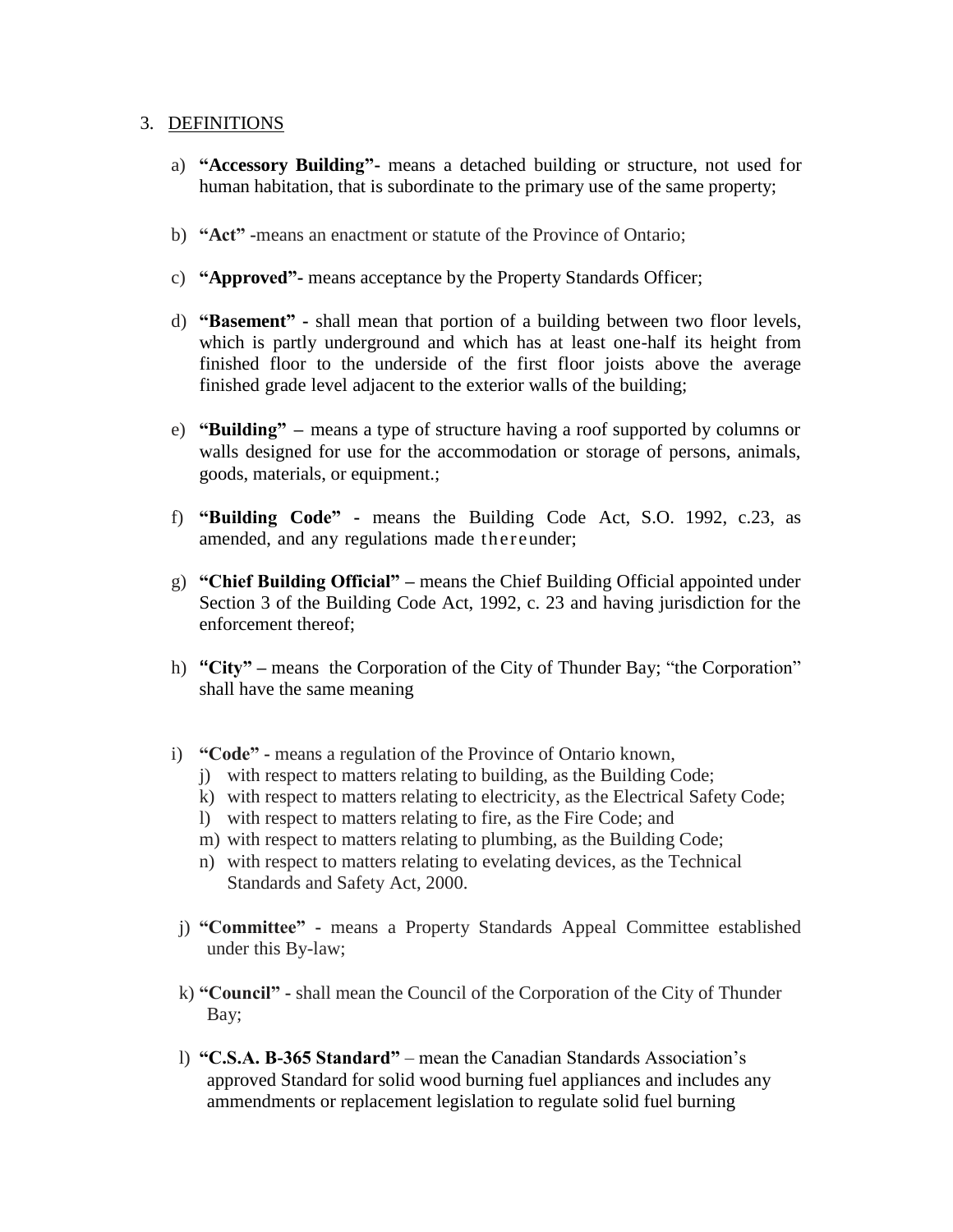3. DEFINITIONS

a) **"Accessory Building"-** means a detached building or structure, not used for human habitation, that is subordinate to the primary use of the same property;

b) **"Act" -**means an enactment or statute of the Province of Ontario;

c) **"Approved"-** means acceptance by the Property Standards Officer;

d) **"Basement" -** shall mean that portion of a building between two floor levels, which is partly underground and which has at least one-half its height from finished floor to the underside of the first floor joists above the average finished grade level adjacent to the exterior walls of the building;

e) **"Building" –** means a type of structure having a roof supported by columns or walls designed for use for the accommodation or storage of persons, animals, goods, materials, or equipment.;

f) **"Building Code"** - means the Building Code Act, S.O. 1992, c.23, as amended, and any regulations made thereunder;

g) **"Chief Building Official" –** means the Chief Building Official appointed under Section 3 of the Building Code Act, 1992, c. 23 and having jurisdiction for the enforcement thereof;

h) **"City" –** means the Corporation of the City of Thunder Bay; "the Corporation" shall have the same meaning

i) **"Code"** - means a regulation of the Province of Ontario known,
   j) with respect to matters relating to building, as the Building Code;
   k) with respect to matters relating to electricity, as the Electrical Safety Code;
   l) with respect to matters relating to fire, as the Fire Code; and
   m) with respect to matters relating to plumbing, as the Building Code;
   n) with respect to matters relating to evelating devices, as the Technical Standards and Safety Act, 2000.

j) **"Committee"** - means a Property Standards Appeal Committee established under this By-law;

k) **"Council"** - shall mean the Council of the Corporation of the City of Thunder Bay;

l) **"C.S.A. B-365 Standard"** – mean the Canadian Standards Association's approved Standard for solid wood burning fuel appliances and includes any ammendments or replacement legislation to regulate solid fuel burning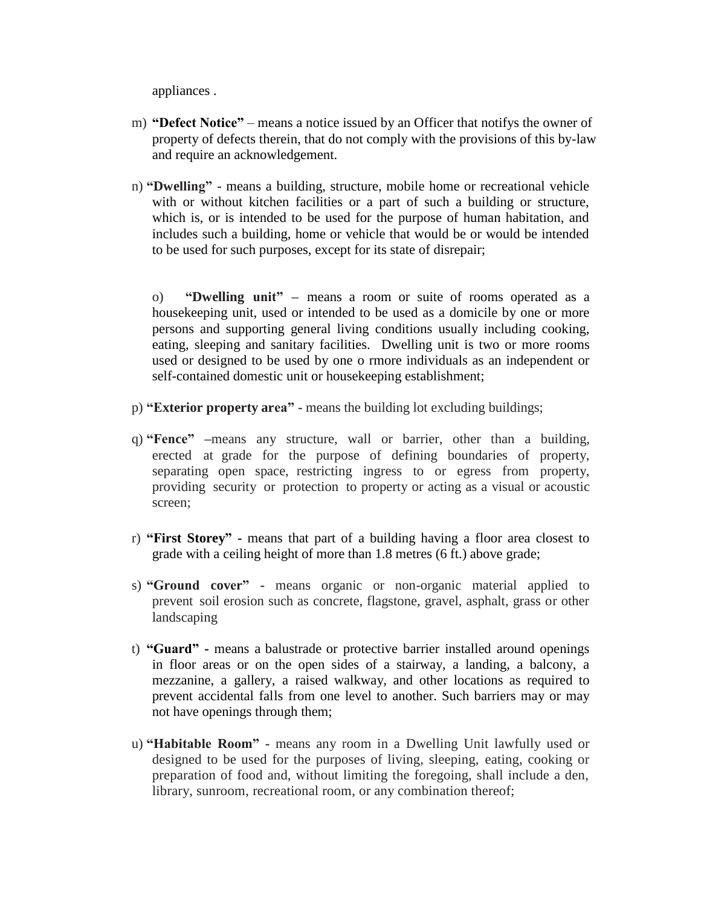appliances .

m) **"Defect Notice"** – means a notice issued by an Officer that notifys the owner of property of defects therein, that do not comply with the provisions of this by-law and require an acknowledgement.

n) **"Dwelling"** - means a building, structure, mobile home or recreational vehicle with or without kitchen facilities or a part of such a building or structure, which is, or is intended to be used for the purpose of human habitation, and includes such a building, home or vehicle that would be or would be intended to be used for such purposes, except for its state of disrepair;

o) **"Dwelling unit"** – means a room or suite of rooms operated as a housekeeping unit, used or intended to be used as a domicile by one or more persons and supporting general living conditions usually including cooking, eating, sleeping and sanitary facilities. Dwelling unit is two or more rooms used or designed to be used by one o rmore individuals as an independent or self-contained domestic unit or housekeeping establishment;

p) **"Exterior property area"** - means the building lot excluding buildings;

q) **"Fence"** –means any structure, wall or barrier, other than a building, erected at grade for the purpose of defining boundaries of property, separating open space, restricting ingress to or egress from property, providing security or protection to property or acting as a visual or acoustic screen;

r) **"First Storey"** - means that part of a building having a floor area closest to grade with a ceiling height of more than 1.8 metres (6 ft.) above grade;

s) **"Ground cover"** - means organic or non-organic material applied to prevent soil erosion such as concrete, flagstone, gravel, asphalt, grass or other landscaping

t) **"Guard"** - means a balustrade or protective barrier installed around openings in floor areas or on the open sides of a stairway, a landing, a balcony, a mezzanine, a gallery, a raised walkway, and other locations as required to prevent accidental falls from one level to another. Such barriers may or may not have openings through them;

u) **"Habitable Room"** - means any room in a Dwelling Unit lawfully used or designed to be used for the purposes of living, sleeping, eating, cooking or preparation of food and, without limiting the foregoing, shall include a den, library, sunroom, recreational room, or any combination thereof;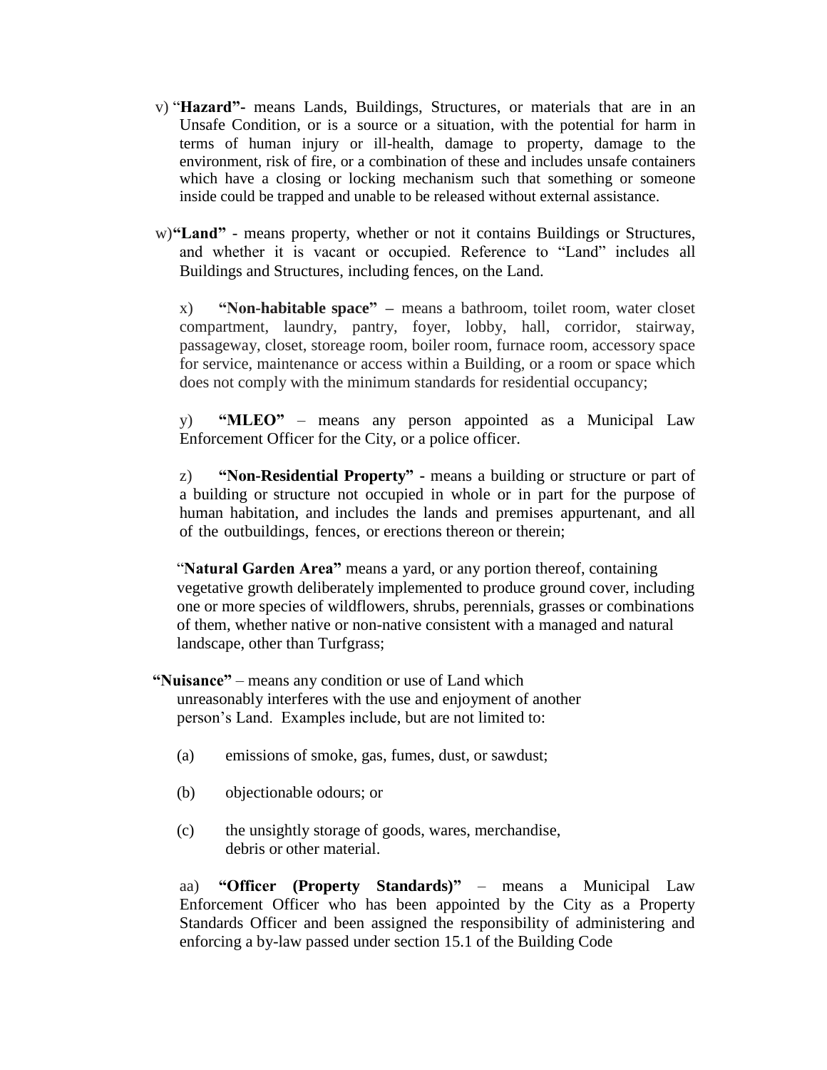v) "**Hazard"-** means Lands, Buildings, Structures, or materials that are in an Unsafe Condition, or is a source or a situation, with the potential for harm in terms of human injury or ill-health, damage to property, damage to the environment, risk of fire, or a combination of these and includes unsafe containers which have a closing or locking mechanism such that something or someone inside could be trapped and unable to be released without external assistance.

w) **"Land"** - means property, whether or not it contains Buildings or Structures, and whether it is vacant or occupied. Reference to "Land" includes all Buildings and Structures, including fences, on the Land.

x) **"Non-habitable space"** – means a bathroom, toilet room, water closet compartment, laundry, pantry, foyer, lobby, hall, corridor, stairway, passageway, closet, storeage room, boiler room, furnace room, accessory space for service, maintenance or access within a Building, or a room or space which does not comply with the minimum standards for residential occupancy;

y) **"MLEO"** – means any person appointed as a Municipal Law Enforcement Officer for the City, or a police officer.

z) **"Non-Residential Property"** - means a building or structure or part of a building or structure not occupied in whole or in part for the purpose of human habitation, and includes the lands and premises appurtenant, and all of the outbuildings, fences, or erections thereon or therein;

"**Natural Garden Area"** means a yard, or any portion thereof, containing vegetative growth deliberately implemented to produce ground cover, including one or more species of wildflowers, shrubs, perennials, grasses or combinations of them, whether native or non-native consistent with a managed and natural landscape, other than Turfgrass;

**"Nuisance"** – means any condition or use of Land which unreasonably interferes with the use and enjoyment of another person's Land. Examples include, but are not limited to:

(a) emissions of smoke, gas, fumes, dust, or sawdust;

(b) objectionable odours; or

(c) the unsightly storage of goods, wares, merchandise, debris or other material.

aa) **"Officer (Property Standards)"** – means a Municipal Law Enforcement Officer who has been appointed by the City as a Property Standards Officer and been assigned the responsibility of administering and enforcing a by-law passed under section 15.1 of the Building Code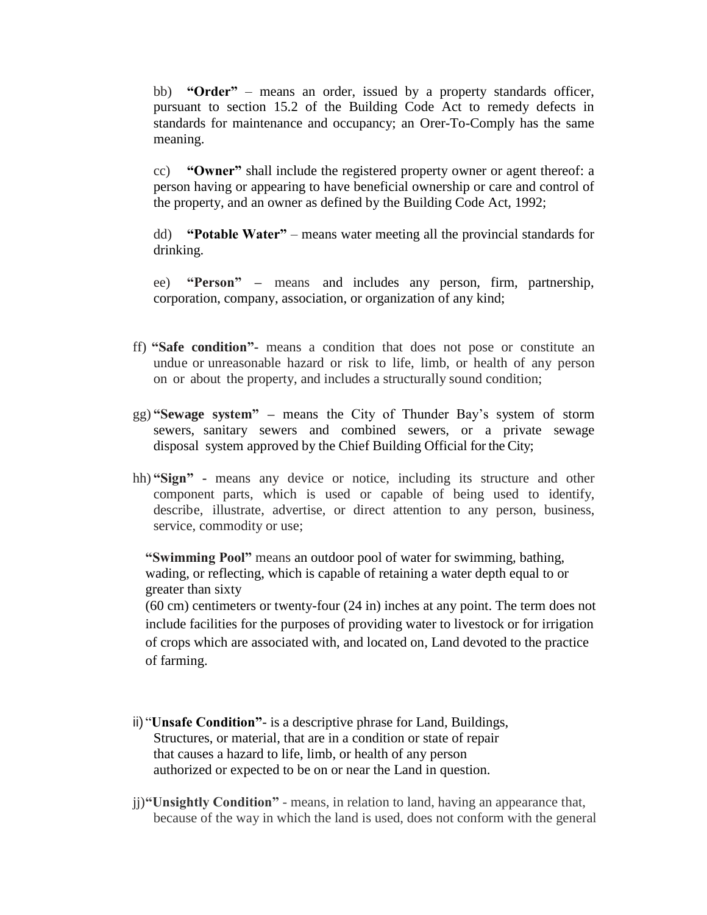bb) **"Order"** – means an order, issued by a property standards officer, pursuant to section 15.2 of the Building Code Act to remedy defects in standards for maintenance and occupancy; an Orer-To-Comply has the same meaning.

cc) **"Owner"** shall include the registered property owner or agent thereof: a person having or appearing to have beneficial ownership or care and control of the property, and an owner as defined by the Building Code Act, 1992;

dd) **"Potable Water"** – means water meeting all the provincial standards for drinking.

ee) **"Person"** – means and includes any person, firm, partnership, corporation, company, association, or organization of any kind;

ff) **"Safe condition"**- means a condition that does not pose or constitute an undue or unreasonable hazard or risk to life, limb, or health of any person on or about the property, and includes a structurally sound condition;

gg) **"Sewage system"** – means the City of Thunder Bay's system of storm sewers, sanitary sewers and combined sewers, or a private sewage disposal system approved by the Chief Building Official for the City;

hh) **"Sign"** - means any device or notice, including its structure and other component parts, which is used or capable of being used to identify, describe, illustrate, advertise, or direct attention to any person, business, service, commodity or use;

**"Swimming Pool"** means an outdoor pool of water for swimming, bathing, wading, or reflecting, which is capable of retaining a water depth equal to or greater than sixty (60 cm) centimeters or twenty-four (24 in) inches at any point. The term does not include facilities for the purposes of providing water to livestock or for irrigation of crops which are associated with, and located on, Land devoted to the practice of farming.

ii) "**Unsafe Condition"**- is a descriptive phrase for Land, Buildings, Structures, or material, that are in a condition or state of repair that causes a hazard to life, limb, or health of any person authorized or expected to be on or near the Land in question.

jj) **"Unsightly Condition"** - means, in relation to land, having an appearance that, because of the way in which the land is used, does not conform with the general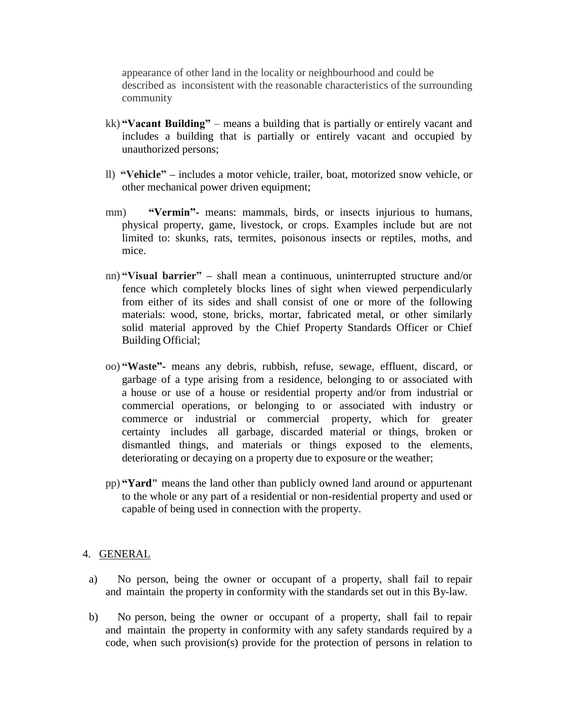appearance of other land in the locality or neighbourhood and could be described as inconsistent with the reasonable characteristics of the surrounding community

kk) **"Vacant Building"** – means a building that is partially or entirely vacant and includes a building that is partially or entirely vacant and occupied by unauthorized persons;

ll) **"Vehicle" –** includes a motor vehicle, trailer, boat, motorized snow vehicle, or other mechanical power driven equipment;

mm) **"Vermin"-** means: mammals, birds, or insects injurious to humans, physical property, game, livestock, or crops. Examples include but are not limited to: skunks, rats, termites, poisonous insects or reptiles, moths, and mice.

nn) **"Visual barrier"** – shall mean a continuous, uninterrupted structure and/or fence which completely blocks lines of sight when viewed perpendicularly from either of its sides and shall consist of one or more of the following materials: wood, stone, bricks, mortar, fabricated metal, or other similarly solid material approved by the Chief Property Standards Officer or Chief Building Official;

oo) **"Waste"-** means any debris, rubbish, refuse, sewage, effluent, discard, or garbage of a type arising from a residence, belonging to or associated with a house or use of a house or residential property and/or from industrial or commercial operations, or belonging to or associated with industry or commerce or industrial or commercial property, which for greater certainty includes all garbage, discarded material or things, broken or dismantled things, and materials or things exposed to the elements, deteriorating or decaying on a property due to exposure or the weather;

pp) **"Yard"** means the land other than publicly owned land around or appurtenant to the whole or any part of a residential or non-residential property and used or capable of being used in connection with the property.

## 4. GENERAL

a) No person, being the owner or occupant of a property, shall fail to repair and maintain the property in conformity with the standards set out in this By-law.

b) No person, being the owner or occupant of a property, shall fail to repair and maintain the property in conformity with any safety standards required by a code, when such provision(s) provide for the protection of persons in relation to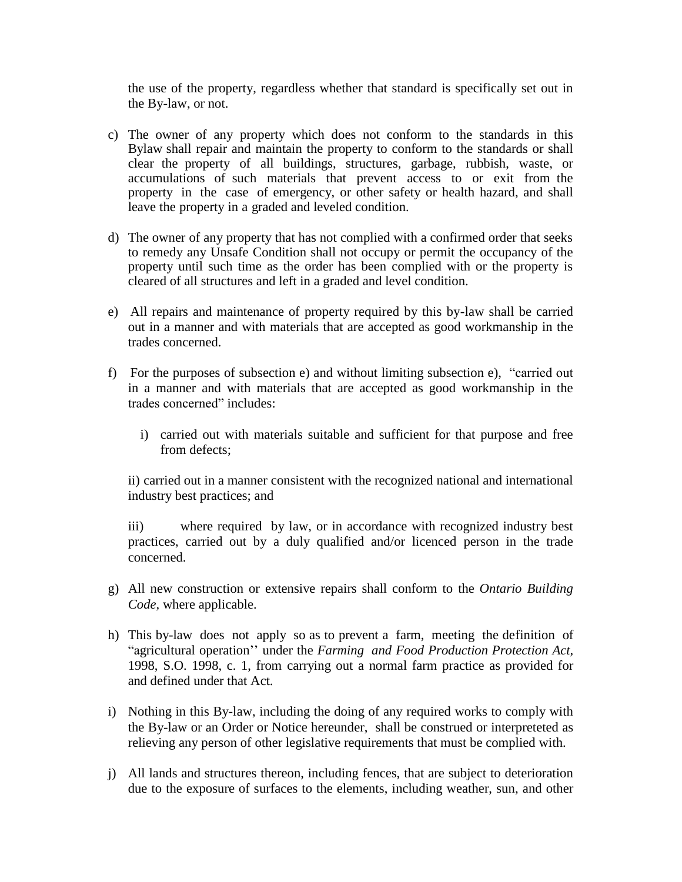the use of the property, regardless whether that standard is specifically set out in the By-law, or not.

c) The owner of any property which does not conform to the standards in this Bylaw shall repair and maintain the property to conform to the standards or shall clear the property of all buildings, structures, garbage, rubbish, waste, or accumulations of such materials that prevent access to or exit from the property in the case of emergency, or other safety or health hazard, and shall leave the property in a graded and leveled condition.

d) The owner of any property that has not complied with a confirmed order that seeks to remedy any Unsafe Condition shall not occupy or permit the occupancy of the property until such time as the order has been complied with or the property is cleared of all structures and left in a graded and level condition.

e) All repairs and maintenance of property required by this by-law shall be carried out in a manner and with materials that are accepted as good workmanship in the trades concerned.

f) For the purposes of subsection e) and without limiting subsection e), "carried out in a manner and with materials that are accepted as good workmanship in the trades concerned" includes:

   i) carried out with materials suitable and sufficient for that purpose and free from defects;

   ii) carried out in a manner consistent with the recognized national and international industry best practices; and

   iii) where required by law, or in accordance with recognized industry best practices, carried out by a duly qualified and/or licenced person in the trade concerned.

g) All new construction or extensive repairs shall conform to the *Ontario Building Code,* where applicable.

h) This by-law does not apply so as to prevent a farm, meeting the definition of "agricultural operation'' under the *Farming and Food Production Protection Act,* 1998, S.O. 1998, c. 1, from carrying out a normal farm practice as provided for and defined under that Act.

i) Nothing in this By-law, including the doing of any required works to comply with the By-law or an Order or Notice hereunder, shall be construed or interpreteted as relieving any person of other legislative requirements that must be complied with.

j) All lands and structures thereon, including fences, that are subject to deterioration due to the exposure of surfaces to the elements, including weather, sun, and other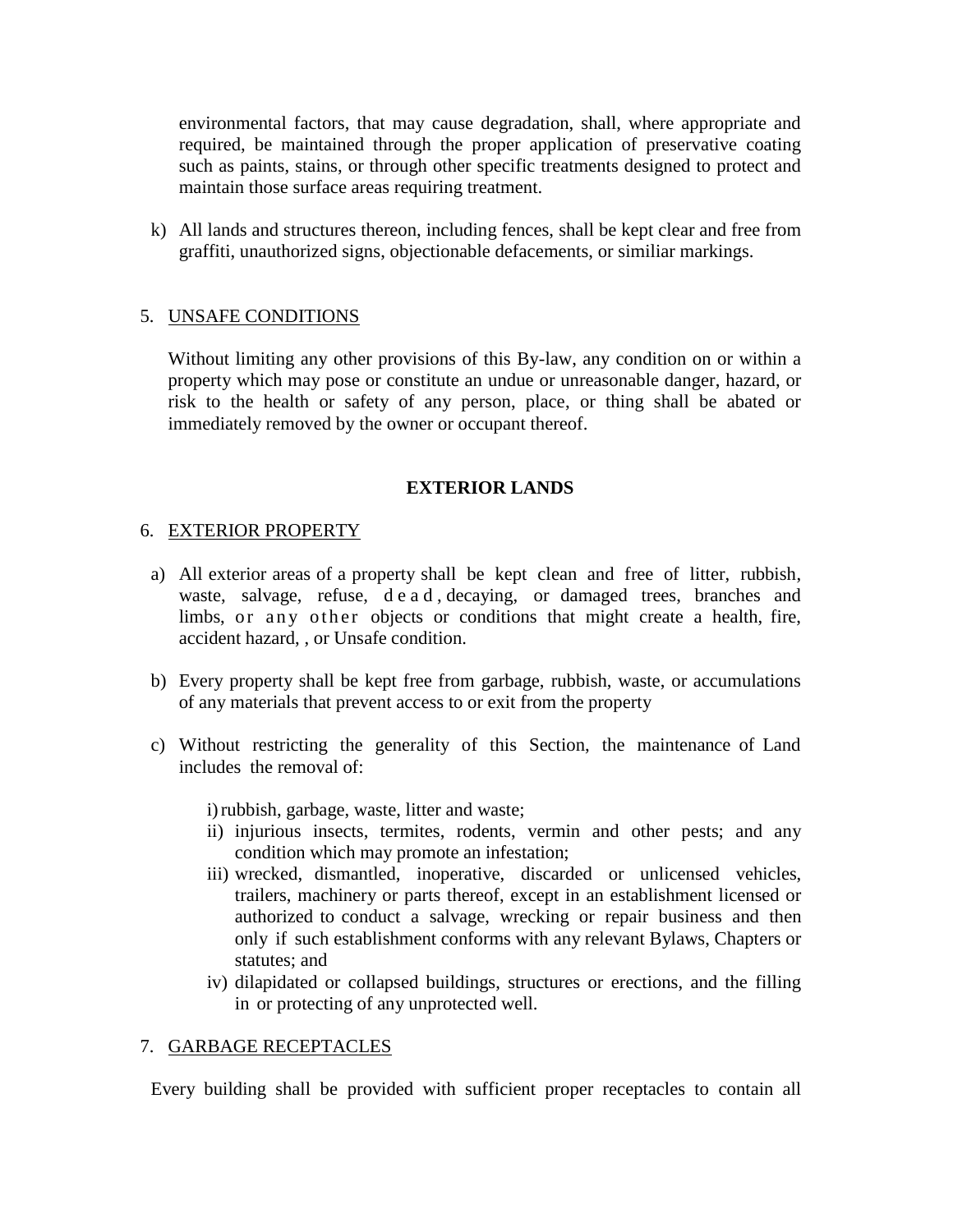environmental factors, that may cause degradation, shall, where appropriate and required, be maintained through the proper application of preservative coating such as paints, stains, or through other specific treatments designed to protect and maintain those surface areas requiring treatment.

k) All lands and structures thereon, including fences, shall be kept clear and free from graffiti, unauthorized signs, objectionable defacements, or similiar markings.

5. UNSAFE CONDITIONS

Without limiting any other provisions of this By-law, any condition on or within a property which may pose or constitute an undue or unreasonable danger, hazard, or risk to the health or safety of any person, place, or thing shall be abated or immediately removed by the owner or occupant thereof.

## EXTERIOR LANDS

6. EXTERIOR PROPERTY

a) All exterior areas of a property shall be kept clean and free of litter, rubbish, waste, salvage, refuse, dead, decaying, or damaged trees, branches and limbs, or any other objects or conditions that might create a health, fire, accident hazard, , or Unsafe condition.

b) Every property shall be kept free from garbage, rubbish, waste, or accumulations of any materials that prevent access to or exit from the property

c) Without restricting the generality of this Section, the maintenance of Land includes the removal of:

   i) rubbish, garbage, waste, litter and waste;
   ii) injurious insects, termites, rodents, vermin and other pests; and any condition which may promote an infestation;
   iii) wrecked, dismantled, inoperative, discarded or unlicensed vehicles, trailers, machinery or parts thereof, except in an establishment licensed or authorized to conduct a salvage, wrecking or repair business and then only if such establishment conforms with any relevant Bylaws, Chapters or statutes; and
   iv) dilapidated or collapsed buildings, structures or erections, and the filling in or protecting of any unprotected well.

7. GARBAGE RECEPTACLES

Every building shall be provided with sufficient proper receptacles to contain all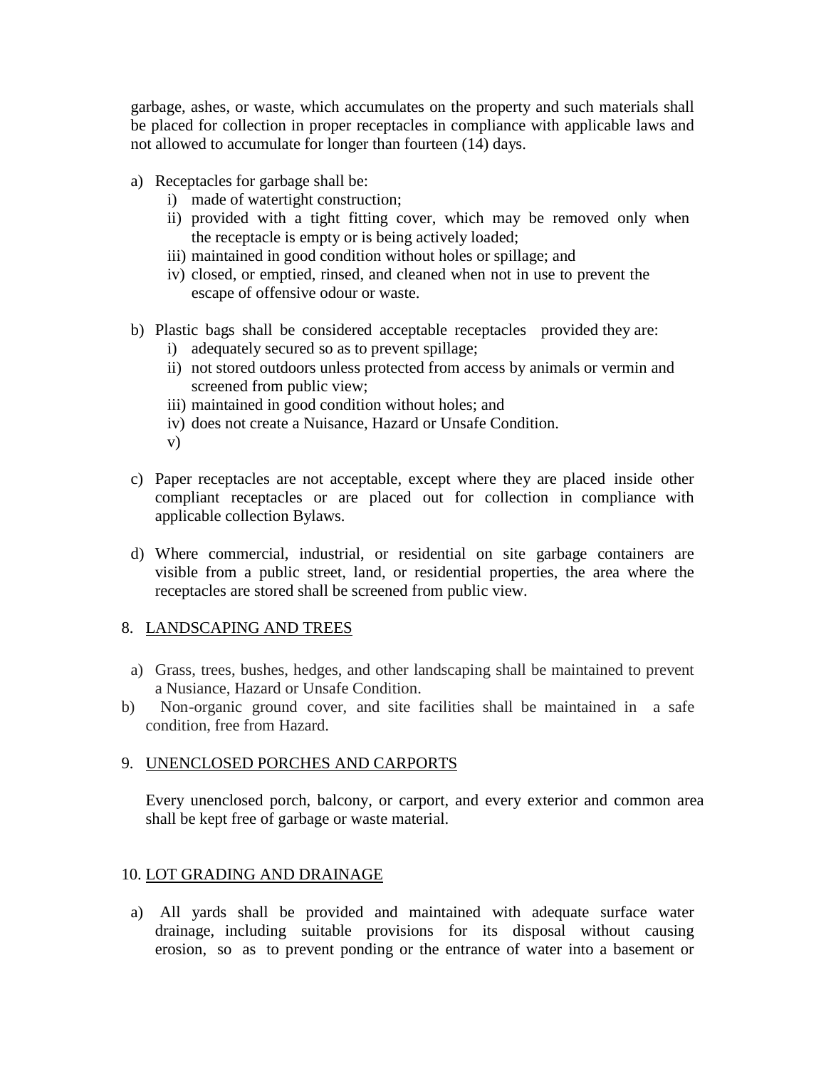garbage, ashes, or waste, which accumulates on the property and such materials shall be placed for collection in proper receptacles in compliance with applicable laws and not allowed to accumulate for longer than fourteen (14) days.

a) Receptacles for garbage shall be:
   i) made of watertight construction;
   ii) provided with a tight fitting cover, which may be removed only when the receptacle is empty or is being actively loaded;
   iii) maintained in good condition without holes or spillage; and
   iv) closed, or emptied, rinsed, and cleaned when not in use to prevent the escape of offensive odour or waste.

b) Plastic bags shall be considered acceptable receptacles provided they are:
   i) adequately secured so as to prevent spillage;
   ii) not stored outdoors unless protected from access by animals or vermin and screened from public view;
   iii) maintained in good condition without holes; and
   iv) does not create a Nuisance, Hazard or Unsafe Condition.
   v)

c) Paper receptacles are not acceptable, except where they are placed inside other compliant receptacles or are placed out for collection in compliance with applicable collection Bylaws.

d) Where commercial, industrial, or residential on site garbage containers are visible from a public street, land, or residential properties, the area where the receptacles are stored shall be screened from public view.

## 8. LANDSCAPING AND TREES

a) Grass, trees, bushes, hedges, and other landscaping shall be maintained to prevent a Nusiance, Hazard or Unsafe Condition.

b) Non-organic ground cover, and site facilities shall be maintained in a safe condition, free from Hazard.

## 9. UNENCLOSED PORCHES AND CARPORTS

Every unenclosed porch, balcony, or carport, and every exterior and common area shall be kept free of garbage or waste material.

## 10. LOT GRADING AND DRAINAGE

a) All yards shall be provided and maintained with adequate surface water drainage, including suitable provisions for its disposal without causing erosion, so as to prevent ponding or the entrance of water into a basement or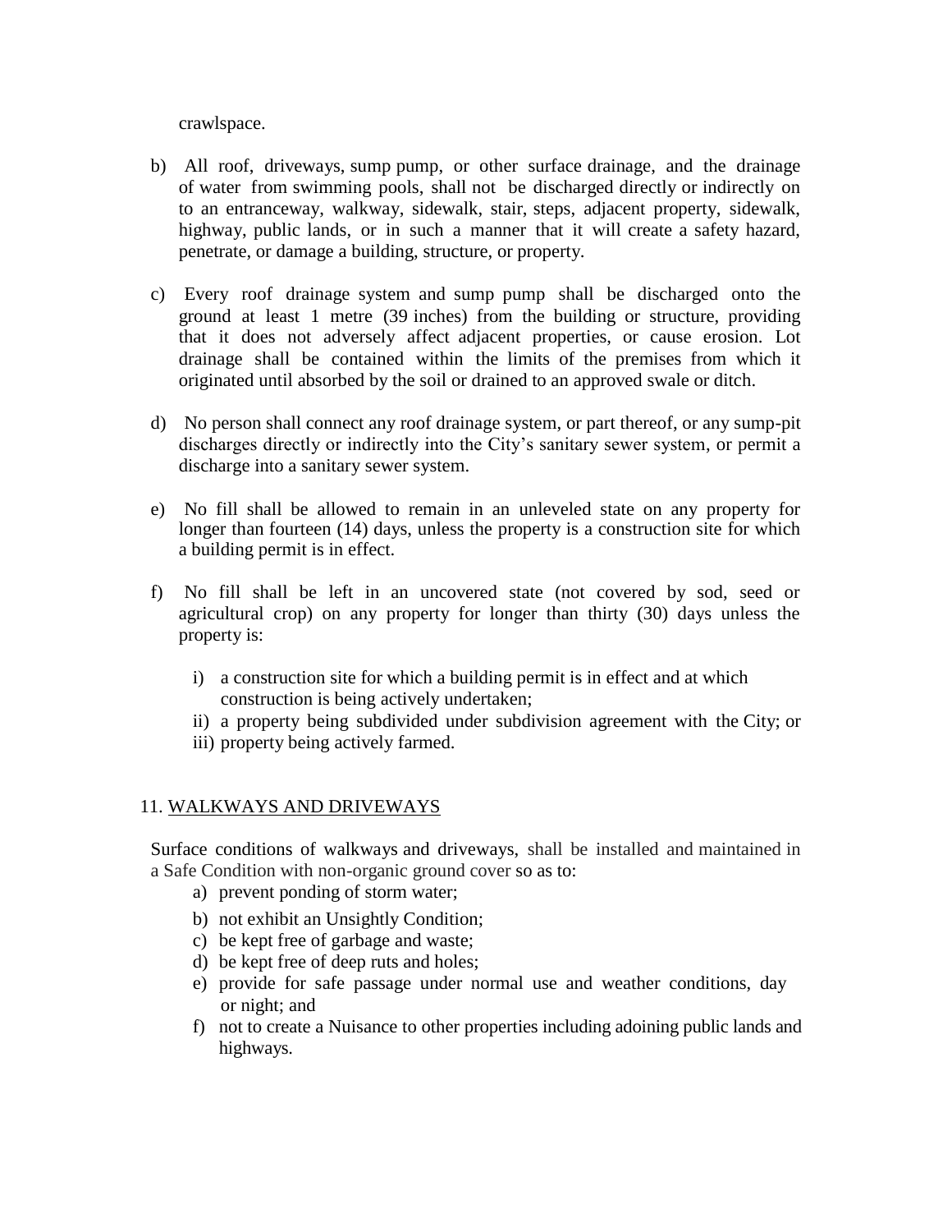crawlspace.

b) All roof, driveways, sump pump, or other surface drainage, and the drainage of water from swimming pools, shall not be discharged directly or indirectly on to an entranceway, walkway, sidewalk, stair, steps, adjacent property, sidewalk, highway, public lands, or in such a manner that it will create a safety hazard, penetrate, or damage a building, structure, or property.

c) Every roof drainage system and sump pump shall be discharged onto the ground at least 1 metre (39 inches) from the building or structure, providing that it does not adversely affect adjacent properties, or cause erosion. Lot drainage shall be contained within the limits of the premises from which it originated until absorbed by the soil or drained to an approved swale or ditch.

d) No person shall connect any roof drainage system, or part thereof, or any sump-pit discharges directly or indirectly into the City's sanitary sewer system, or permit a discharge into a sanitary sewer system.

e) No fill shall be allowed to remain in an unleveled state on any property for longer than fourteen (14) days, unless the property is a construction site for which a building permit is in effect.

f) No fill shall be left in an uncovered state (not covered by sod, seed or agricultural crop) on any property for longer than thirty (30) days unless the property is:

   i) a construction site for which a building permit is in effect and at which construction is being actively undertaken;
   ii) a property being subdivided under subdivision agreement with the City; or
   iii) property being actively farmed.

## 11. WALKWAYS AND DRIVEWAYS

Surface conditions of walkways and driveways, shall be installed and maintained in a Safe Condition with non-organic ground cover so as to:

a) prevent ponding of storm water;
b) not exhibit an Unsightly Condition;
c) be kept free of garbage and waste;
d) be kept free of deep ruts and holes;
e) provide for safe passage under normal use and weather conditions, day or night; and
f) not to create a Nuisance to other properties including adoining public lands and highways.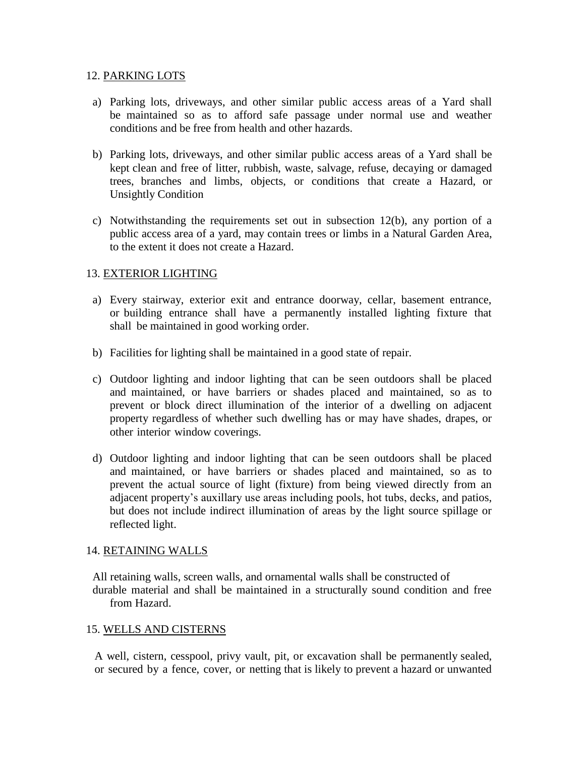12. <u>PARKING LOTS</u>

a) Parking lots, driveways, and other similar public access areas of a Yard shall be maintained so as to afford safe passage under normal use and weather conditions and be free from health and other hazards.

b) Parking lots, driveways, and other similar public access areas of a Yard shall be kept clean and free of litter, rubbish, waste, salvage, refuse, decaying or damaged trees, branches and limbs, objects, or conditions that create a Hazard, or Unsightly Condition

c) Notwithstanding the requirements set out in subsection 12(b), any portion of a public access area of a yard, may contain trees or limbs in a Natural Garden Area, to the extent it does not create a Hazard.

13. <u>EXTERIOR LIGHTING</u>

a) Every stairway, exterior exit and entrance doorway, cellar, basement entrance, or building entrance shall have a permanently installed lighting fixture that shall be maintained in good working order.

b) Facilities for lighting shall be maintained in a good state of repair.

c) Outdoor lighting and indoor lighting that can be seen outdoors shall be placed and maintained, or have barriers or shades placed and maintained, so as to prevent or block direct illumination of the interior of a dwelling on adjacent property regardless of whether such dwelling has or may have shades, drapes, or other interior window coverings.

d) Outdoor lighting and indoor lighting that can be seen outdoors shall be placed and maintained, or have barriers or shades placed and maintained, so as to prevent the actual source of light (fixture) from being viewed directly from an adjacent property's auxillary use areas including pools, hot tubs, decks, and patios, but does not include indirect illumination of areas by the light source spillage or reflected light.

14. <u>RETAINING WALLS</u>

All retaining walls, screen walls, and ornamental walls shall be constructed of durable material and shall be maintained in a structurally sound condition and free from Hazard.

15. <u>WELLS AND CISTERNS</u>

A well, cistern, cesspool, privy vault, pit, or excavation shall be permanently sealed, or secured by a fence, cover, or netting that is likely to prevent a hazard or unwanted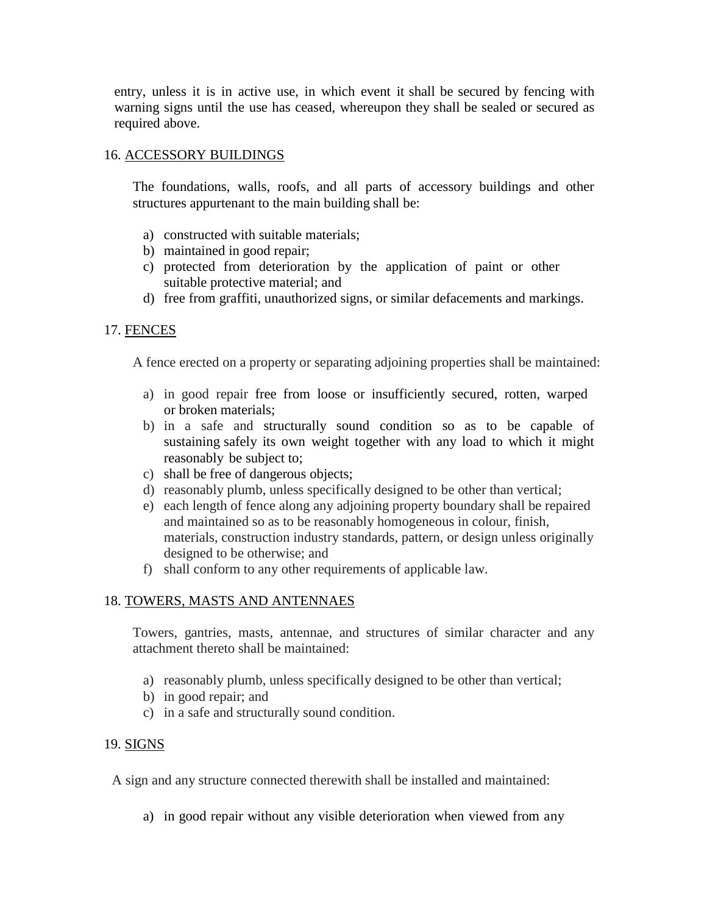entry, unless it is in active use, in which event it shall be secured by fencing with warning signs until the use has ceased, whereupon they shall be sealed or secured as required above.

16. ACCESSORY BUILDINGS

The foundations, walls, roofs, and all parts of accessory buildings and other structures appurtenant to the main building shall be:

a) constructed with suitable materials;
b) maintained in good repair;
c) protected from deterioration by the application of paint or other suitable protective material; and
d) free from graffiti, unauthorized signs, or similar defacements and markings.

17. FENCES

A fence erected on a property or separating adjoining properties shall be maintained:

a) in good repair free from loose or insufficiently secured, rotten, warped or broken materials;
b) in a safe and structurally sound condition so as to be capable of sustaining safely its own weight together with any load to which it might reasonably be subject to;
c) shall be free of dangerous objects;
d) reasonably plumb, unless specifically designed to be other than vertical;
e) each length of fence along any adjoining property boundary shall be repaired and maintained so as to be reasonably homogeneous in colour, finish, materials, construction industry standards, pattern, or design unless originally designed to be otherwise; and
f) shall conform to any other requirements of applicable law.

18. TOWERS, MASTS AND ANTENNAES

Towers, gantries, masts, antennae, and structures of similar character and any attachment thereto shall be maintained:

a) reasonably plumb, unless specifically designed to be other than vertical;
b) in good repair; and
c) in a safe and structurally sound condition.

19. SIGNS

A sign and any structure connected therewith shall be installed and maintained:

a) in good repair without any visible deterioration when viewed from any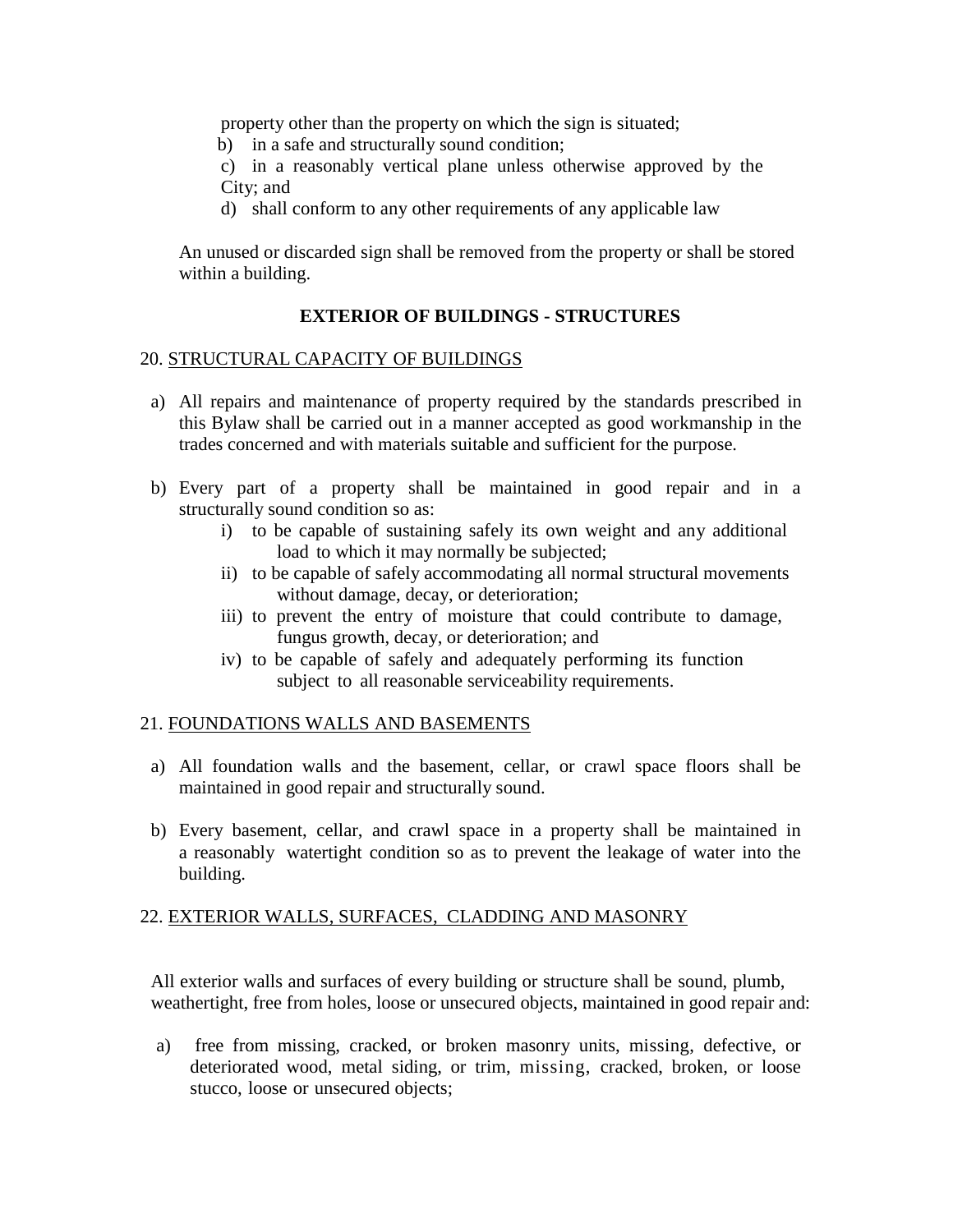property other than the property on which the sign is situated;

b) in a safe and structurally sound condition;

c) in a reasonably vertical plane unless otherwise approved by the City; and

d) shall conform to any other requirements of any applicable law

An unused or discarded sign shall be removed from the property or shall be stored within a building.

## EXTERIOR OF BUILDINGS - STRUCTURES

### 20. STRUCTURAL CAPACITY OF BUILDINGS

a) All repairs and maintenance of property required by the standards prescribed in this Bylaw shall be carried out in a manner accepted as good workmanship in the trades concerned and with materials suitable and sufficient for the purpose.

b) Every part of a property shall be maintained in good repair and in a structurally sound condition so as:

   i) to be capable of sustaining safely its own weight and any additional load to which it may normally be subjected;

   ii) to be capable of safely accommodating all normal structural movements without damage, decay, or deterioration;

   iii) to prevent the entry of moisture that could contribute to damage, fungus growth, decay, or deterioration; and

   iv) to be capable of safely and adequately performing its function subject to all reasonable serviceability requirements.

### 21. FOUNDATIONS WALLS AND BASEMENTS

a) All foundation walls and the basement, cellar, or crawl space floors shall be maintained in good repair and structurally sound.

b) Every basement, cellar, and crawl space in a property shall be maintained in a reasonably watertight condition so as to prevent the leakage of water into the building.

### 22. EXTERIOR WALLS, SURFACES, CLADDING AND MASONRY

All exterior walls and surfaces of every building or structure shall be sound, plumb, weathertight, free from holes, loose or unsecured objects, maintained in good repair and:

a) free from missing, cracked, or broken masonry units, missing, defective, or deteriorated wood, metal siding, or trim, missing, cracked, broken, or loose stucco, loose or unsecured objects;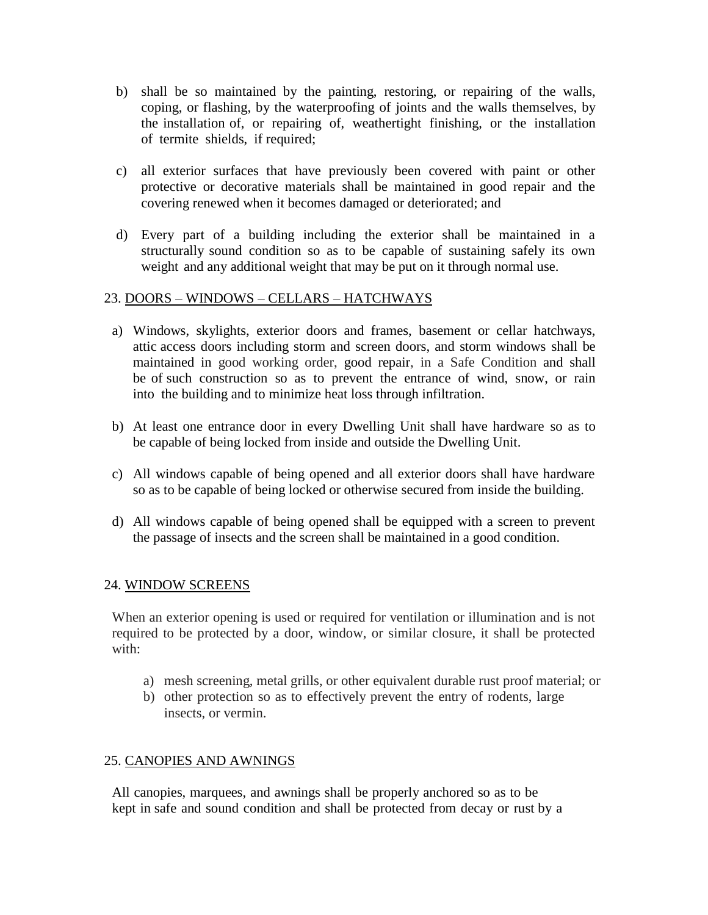b) shall be so maintained by the painting, restoring, or repairing of the walls, coping, or flashing, by the waterproofing of joints and the walls themselves, by the installation of, or repairing of, weathertight finishing, or the installation of termite shields, if required;

c) all exterior surfaces that have previously been covered with paint or other protective or decorative materials shall be maintained in good repair and the covering renewed when it becomes damaged or deteriorated; and

d) Every part of a building including the exterior shall be maintained in a structurally sound condition so as to be capable of sustaining safely its own weight and any additional weight that may be put on it through normal use.

23. <u>DOORS – WINDOWS – CELLARS – HATCHWAYS</u>

a) Windows, skylights, exterior doors and frames, basement or cellar hatchways, attic access doors including storm and screen doors, and storm windows shall be maintained in good working order, good repair, in a Safe Condition and shall be of such construction so as to prevent the entrance of wind, snow, or rain into the building and to minimize heat loss through infiltration.

b) At least one entrance door in every Dwelling Unit shall have hardware so as to be capable of being locked from inside and outside the Dwelling Unit.

c) All windows capable of being opened and all exterior doors shall have hardware so as to be capable of being locked or otherwise secured from inside the building.

d) All windows capable of being opened shall be equipped with a screen to prevent the passage of insects and the screen shall be maintained in a good condition.

24. <u>WINDOW SCREENS</u>

When an exterior opening is used or required for ventilation or illumination and is not required to be protected by a door, window, or similar closure, it shall be protected with:

a) mesh screening, metal grills, or other equivalent durable rust proof material; or
b) other protection so as to effectively prevent the entry of rodents, large insects, or vermin.

25. <u>CANOPIES AND AWNINGS</u>

All canopies, marquees, and awnings shall be properly anchored so as to be kept in safe and sound condition and shall be protected from decay or rust by a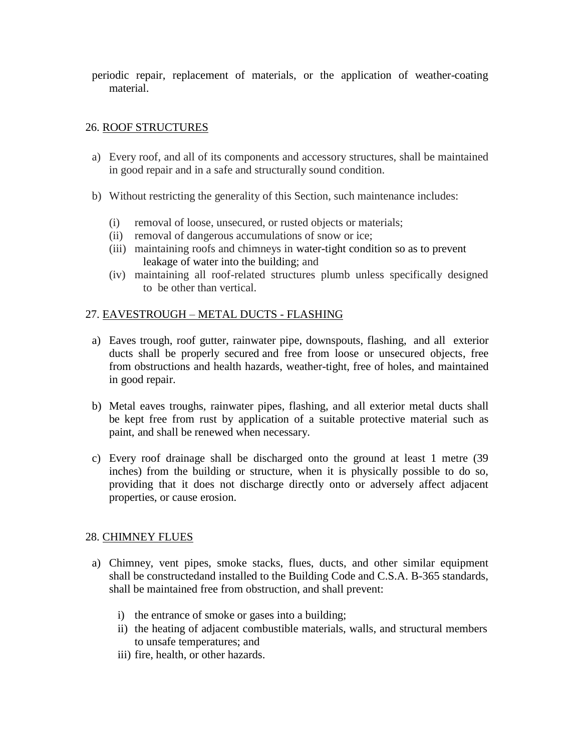periodic repair, replacement of materials, or the application of weather-coating material.

## 26. ROOF STRUCTURES

a) Every roof, and all of its components and accessory structures, shall be maintained in good repair and in a safe and structurally sound condition.

b) Without restricting the generality of this Section, such maintenance includes:

   (i) removal of loose, unsecured, or rusted objects or materials;
   (ii) removal of dangerous accumulations of snow or ice;
   (iii) maintaining roofs and chimneys in water-tight condition so as to prevent leakage of water into the building; and
   (iv) maintaining all roof-related structures plumb unless specifically designed to be other than vertical.

## 27. EAVESTROUGH – METAL DUCTS - FLASHING

a) Eaves trough, roof gutter, rainwater pipe, downspouts, flashing, and all exterior ducts shall be properly secured and free from loose or unsecured objects, free from obstructions and health hazards, weather-tight, free of holes, and maintained in good repair.

b) Metal eaves troughs, rainwater pipes, flashing, and all exterior metal ducts shall be kept free from rust by application of a suitable protective material such as paint, and shall be renewed when necessary.

c) Every roof drainage shall be discharged onto the ground at least 1 metre (39 inches) from the building or structure, when it is physically possible to do so, providing that it does not discharge directly onto or adversely affect adjacent properties, or cause erosion.

## 28. CHIMNEY FLUES

a) Chimney, vent pipes, smoke stacks, flues, ducts, and other similar equipment shall be constructedand installed to the Building Code and C.S.A. B-365 standards, shall be maintained free from obstruction, and shall prevent:

   i) the entrance of smoke or gases into a building;
   ii) the heating of adjacent combustible materials, walls, and structural members to unsafe temperatures; and
   iii) fire, health, or other hazards.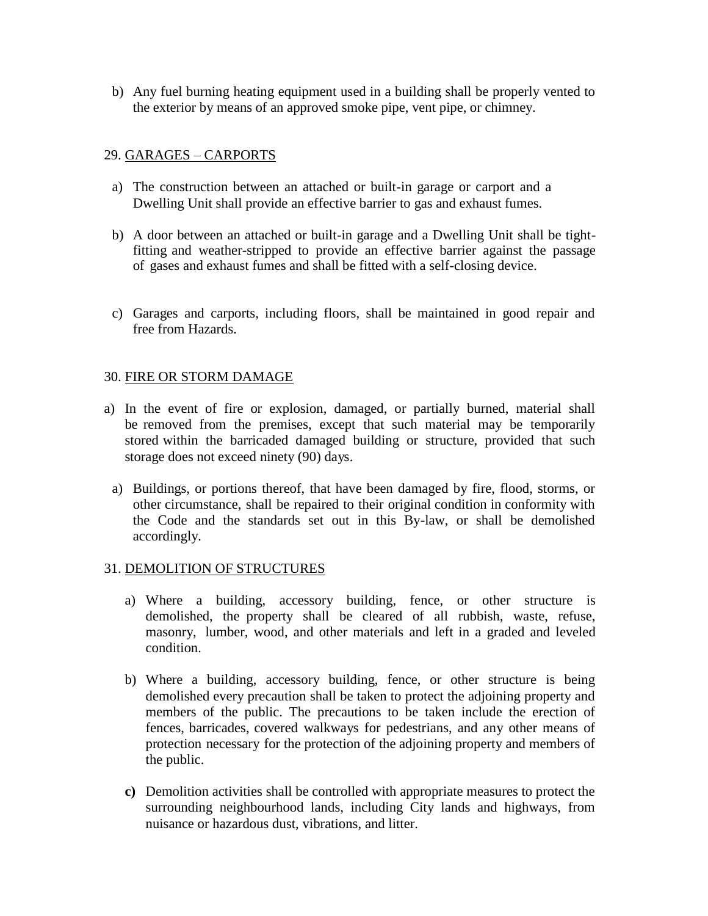b) Any fuel burning heating equipment used in a building shall be properly vented to the exterior by means of an approved smoke pipe, vent pipe, or chimney.

## 29. <u>GARAGES – CARPORTS</u>

a) The construction between an attached or built-in garage or carport and a Dwelling Unit shall provide an effective barrier to gas and exhaust fumes.

b) A door between an attached or built-in garage and a Dwelling Unit shall be tight-fitting and weather-stripped to provide an effective barrier against the passage of gases and exhaust fumes and shall be fitted with a self-closing device.

c) Garages and carports, including floors, shall be maintained in good repair and free from Hazards.

## 30. <u>FIRE OR STORM DAMAGE</u>

a) In the event of fire or explosion, damaged, or partially burned, material shall be removed from the premises, except that such material may be temporarily stored within the barricaded damaged building or structure, provided that such storage does not exceed ninety (90) days.

a) Buildings, or portions thereof, that have been damaged by fire, flood, storms, or other circumstance, shall be repaired to their original condition in conformity with the Code and the standards set out in this By-law, or shall be demolished accordingly.

## 31. <u>DEMOLITION OF STRUCTURES</u>

a) Where a building, accessory building, fence, or other structure is demolished, the property shall be cleared of all rubbish, waste, refuse, masonry, lumber, wood, and other materials and left in a graded and leveled condition.

b) Where a building, accessory building, fence, or other structure is being demolished every precaution shall be taken to protect the adjoining property and members of the public. The precautions to be taken include the erection of fences, barricades, covered walkways for pedestrians, and any other means of protection necessary for the protection of the adjoining property and members of the public.

**c)** Demolition activities shall be controlled with appropriate measures to protect the surrounding neighbourhood lands, including City lands and highways, from nuisance or hazardous dust, vibrations, and litter.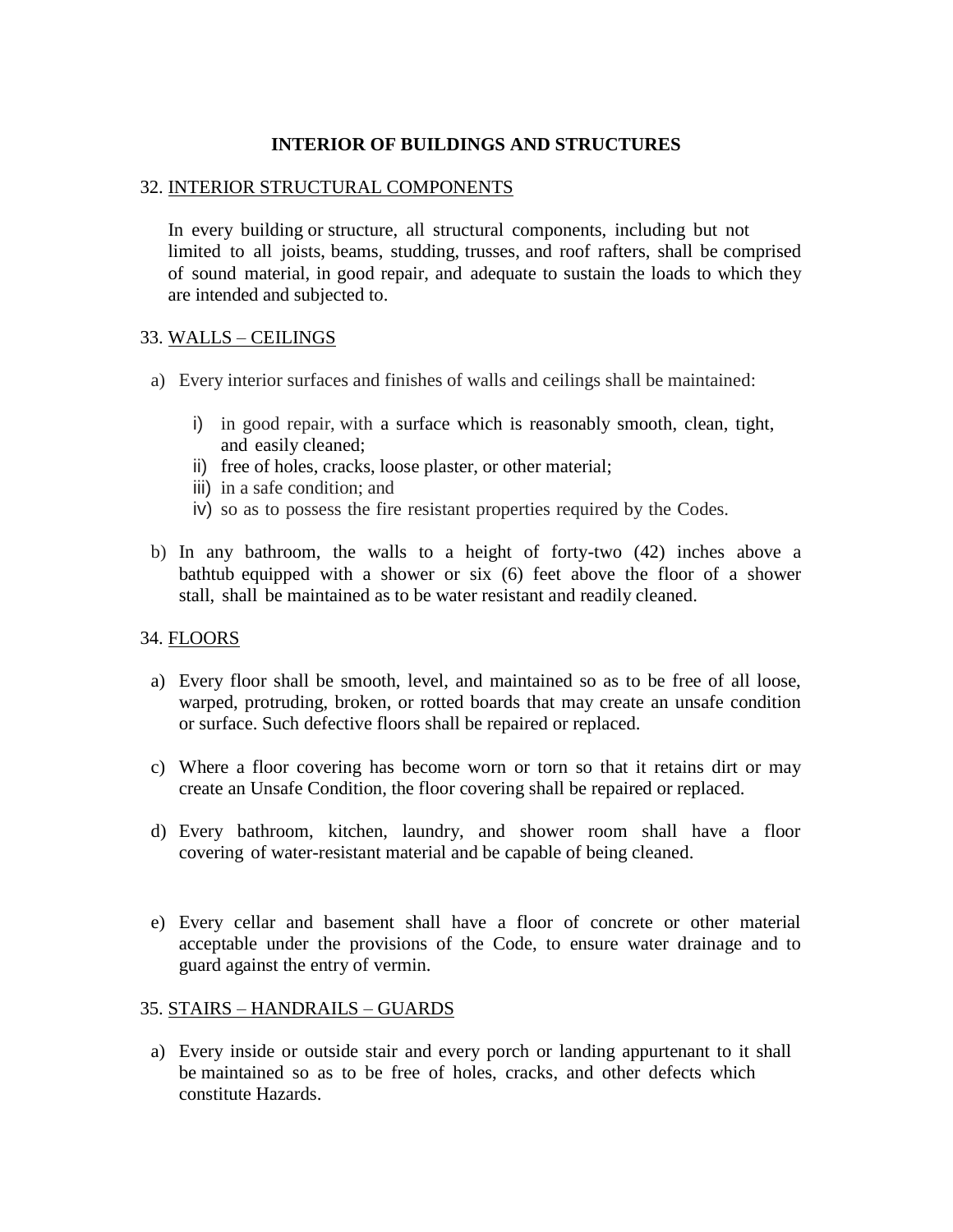## INTERIOR OF BUILDINGS AND STRUCTURES

32. INTERIOR STRUCTURAL COMPONENTS

In every building or structure, all structural components, including but not limited to all joists, beams, studding, trusses, and roof rafters, shall be comprised of sound material, in good repair, and adequate to sustain the loads to which they are intended and subjected to.

33. WALLS – CEILINGS

a) Every interior surfaces and finishes of walls and ceilings shall be maintained:

   i) in good repair, with a surface which is reasonably smooth, clean, tight, and easily cleaned;
   ii) free of holes, cracks, loose plaster, or other material;
   iii) in a safe condition; and
   iv) so as to possess the fire resistant properties required by the Codes.

b) In any bathroom, the walls to a height of forty-two (42) inches above a bathtub equipped with a shower or six (6) feet above the floor of a shower stall, shall be maintained as to be water resistant and readily cleaned.

34. FLOORS

a) Every floor shall be smooth, level, and maintained so as to be free of all loose, warped, protruding, broken, or rotted boards that may create an unsafe condition or surface. Such defective floors shall be repaired or replaced.

c) Where a floor covering has become worn or torn so that it retains dirt or may create an Unsafe Condition, the floor covering shall be repaired or replaced.

d) Every bathroom, kitchen, laundry, and shower room shall have a floor covering of water-resistant material and be capable of being cleaned.

e) Every cellar and basement shall have a floor of concrete or other material acceptable under the provisions of the Code, to ensure water drainage and to guard against the entry of vermin.

35. STAIRS – HANDRAILS – GUARDS

a) Every inside or outside stair and every porch or landing appurtenant to it shall be maintained so as to be free of holes, cracks, and other defects which constitute Hazards.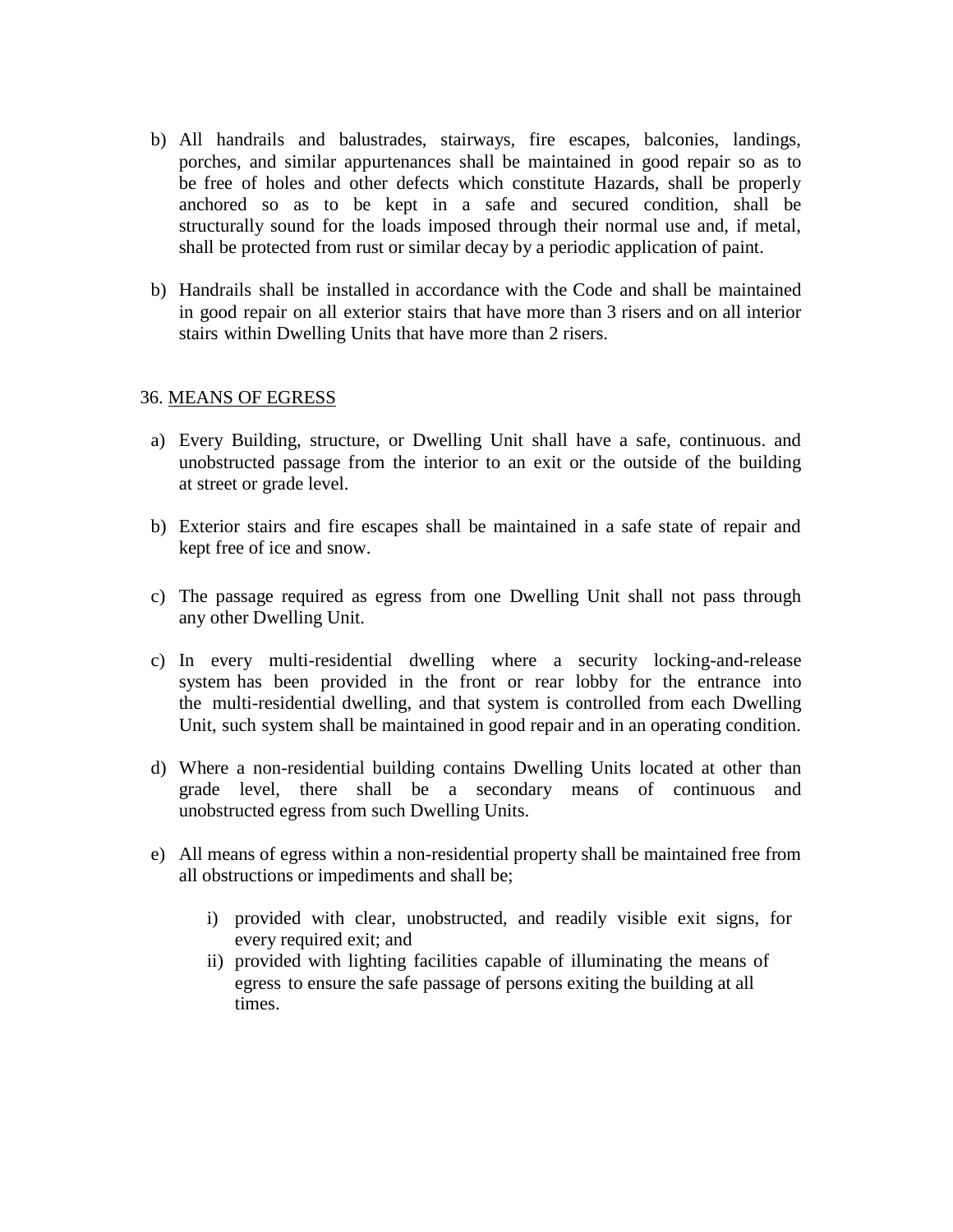b) All handrails and balustrades, stairways, fire escapes, balconies, landings, porches, and similar appurtenances shall be maintained in good repair so as to be free of holes and other defects which constitute Hazards, shall be properly anchored so as to be kept in a safe and secured condition, shall be structurally sound for the loads imposed through their normal use and, if metal, shall be protected from rust or similar decay by a periodic application of paint.

b) Handrails shall be installed in accordance with the Code and shall be maintained in good repair on all exterior stairs that have more than 3 risers and on all interior stairs within Dwelling Units that have more than 2 risers.

36. <u>MEANS OF EGRESS</u>

a) Every Building, structure, or Dwelling Unit shall have a safe, continuous. and unobstructed passage from the interior to an exit or the outside of the building at street or grade level.

b) Exterior stairs and fire escapes shall be maintained in a safe state of repair and kept free of ice and snow.

c) The passage required as egress from one Dwelling Unit shall not pass through any other Dwelling Unit.

c) In every multi-residential dwelling where a security locking-and-release system has been provided in the front or rear lobby for the entrance into the multi-residential dwelling, and that system is controlled from each Dwelling Unit, such system shall be maintained in good repair and in an operating condition.

d) Where a non-residential building contains Dwelling Units located at other than grade level, there shall be a secondary means of continuous and unobstructed egress from such Dwelling Units.

e) All means of egress within a non-residential property shall be maintained free from all obstructions or impediments and shall be;

   i) provided with clear, unobstructed, and readily visible exit signs, for every required exit; and
   ii) provided with lighting facilities capable of illuminating the means of egress to ensure the safe passage of persons exiting the building at all times.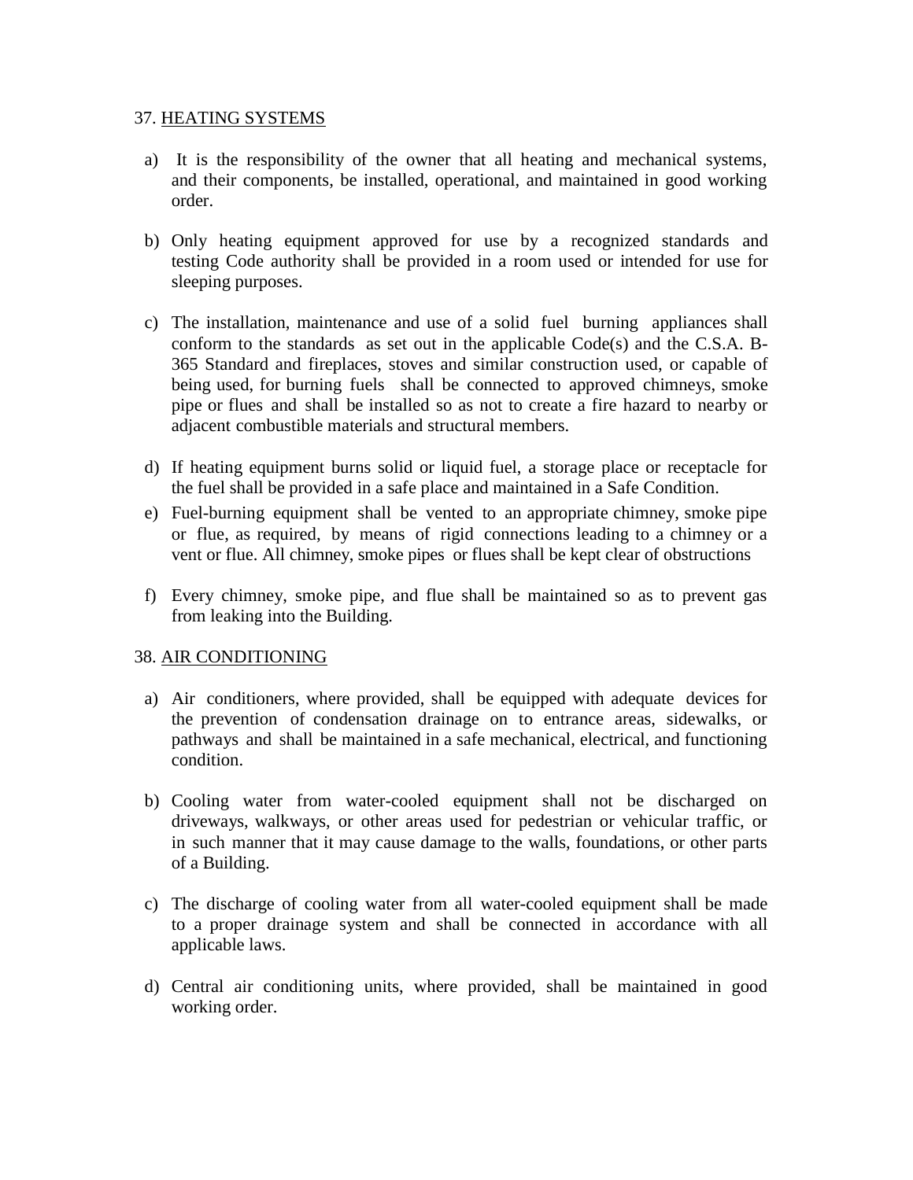## 37. HEATING SYSTEMS

a) It is the responsibility of the owner that all heating and mechanical systems, and their components, be installed, operational, and maintained in good working order.

b) Only heating equipment approved for use by a recognized standards and testing Code authority shall be provided in a room used or intended for use for sleeping purposes.

c) The installation, maintenance and use of a solid fuel burning appliances shall conform to the standards as set out in the applicable Code(s) and the C.S.A. B-365 Standard and fireplaces, stoves and similar construction used, or capable of being used, for burning fuels shall be connected to approved chimneys, smoke pipe or flues and shall be installed so as not to create a fire hazard to nearby or adjacent combustible materials and structural members.

d) If heating equipment burns solid or liquid fuel, a storage place or receptacle for the fuel shall be provided in a safe place and maintained in a Safe Condition.

e) Fuel-burning equipment shall be vented to an appropriate chimney, smoke pipe or flue, as required, by means of rigid connections leading to a chimney or a vent or flue. All chimney, smoke pipes or flues shall be kept clear of obstructions

f) Every chimney, smoke pipe, and flue shall be maintained so as to prevent gas from leaking into the Building.

## 38. AIR CONDITIONING

a) Air conditioners, where provided, shall be equipped with adequate devices for the prevention of condensation drainage on to entrance areas, sidewalks, or pathways and shall be maintained in a safe mechanical, electrical, and functioning condition.

b) Cooling water from water-cooled equipment shall not be discharged on driveways, walkways, or other areas used for pedestrian or vehicular traffic, or in such manner that it may cause damage to the walls, foundations, or other parts of a Building.

c) The discharge of cooling water from all water-cooled equipment shall be made to a proper drainage system and shall be connected in accordance with all applicable laws.

d) Central air conditioning units, where provided, shall be maintained in good working order.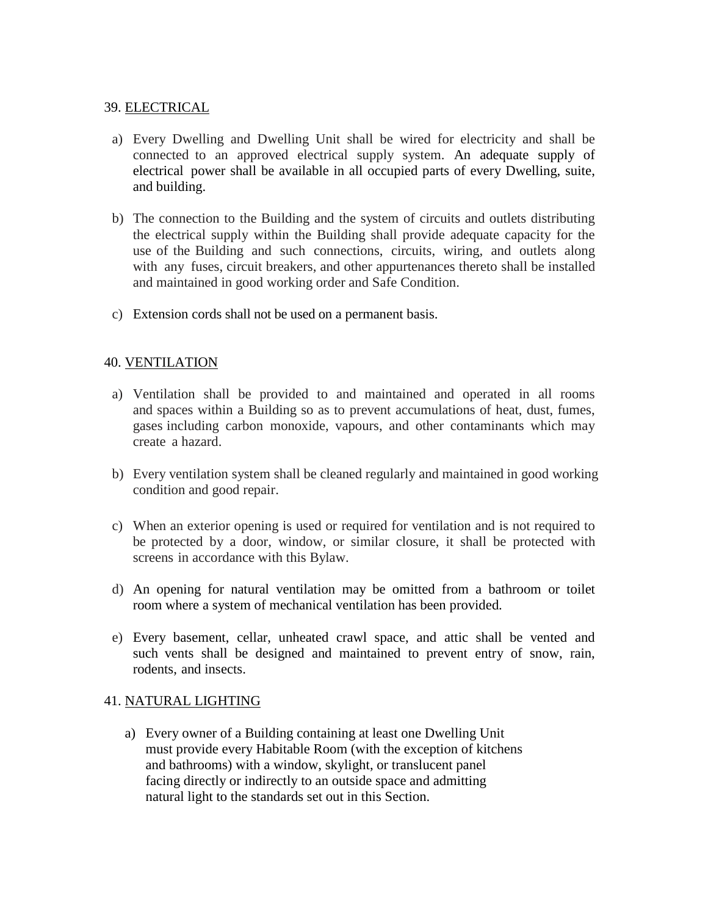## 39. ELECTRICAL

a) Every Dwelling and Dwelling Unit shall be wired for electricity and shall be connected to an approved electrical supply system. An adequate supply of electrical power shall be available in all occupied parts of every Dwelling, suite, and building.

b) The connection to the Building and the system of circuits and outlets distributing the electrical supply within the Building shall provide adequate capacity for the use of the Building and such connections, circuits, wiring, and outlets along with any fuses, circuit breakers, and other appurtenances thereto shall be installed and maintained in good working order and Safe Condition.

c) Extension cords shall not be used on a permanent basis.

## 40. VENTILATION

a) Ventilation shall be provided to and maintained and operated in all rooms and spaces within a Building so as to prevent accumulations of heat, dust, fumes, gases including carbon monoxide, vapours, and other contaminants which may create a hazard.

b) Every ventilation system shall be cleaned regularly and maintained in good working condition and good repair.

c) When an exterior opening is used or required for ventilation and is not required to be protected by a door, window, or similar closure, it shall be protected with screens in accordance with this Bylaw.

d) An opening for natural ventilation may be omitted from a bathroom or toilet room where a system of mechanical ventilation has been provided.

e) Every basement, cellar, unheated crawl space, and attic shall be vented and such vents shall be designed and maintained to prevent entry of snow, rain, rodents, and insects.

## 41. NATURAL LIGHTING

a) Every owner of a Building containing at least one Dwelling Unit must provide every Habitable Room (with the exception of kitchens and bathrooms) with a window, skylight, or translucent panel facing directly or indirectly to an outside space and admitting natural light to the standards set out in this Section.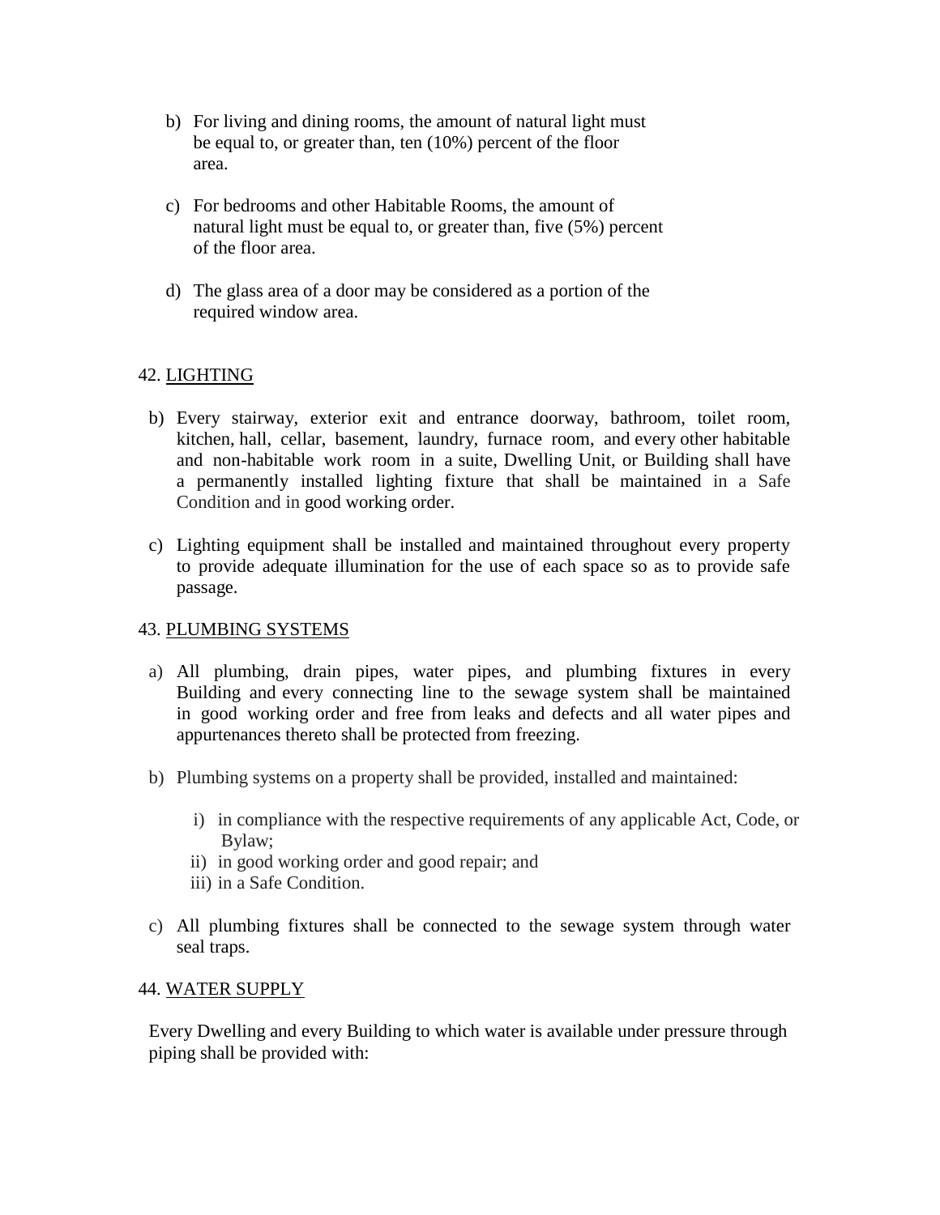b) For living and dining rooms, the amount of natural light must be equal to, or greater than, ten (10%) percent of the floor area.

c) For bedrooms and other Habitable Rooms, the amount of natural light must be equal to, or greater than, five (5%) percent of the floor area.

d) The glass area of a door may be considered as a portion of the required window area.

## 42. LIGHTING

b) Every stairway, exterior exit and entrance doorway, bathroom, toilet room, kitchen, hall, cellar, basement, laundry, furnace room, and every other habitable and non-habitable work room in a suite, Dwelling Unit, or Building shall have a permanently installed lighting fixture that shall be maintained in a Safe Condition and in good working order.

c) Lighting equipment shall be installed and maintained throughout every property to provide adequate illumination for the use of each space so as to provide safe passage.

## 43. PLUMBING SYSTEMS

a) All plumbing, drain pipes, water pipes, and plumbing fixtures in every Building and every connecting line to the sewage system shall be maintained in good working order and free from leaks and defects and all water pipes and appurtenances thereto shall be protected from freezing.

b) Plumbing systems on a property shall be provided, installed and maintained:

   i) in compliance with the respective requirements of any applicable Act, Code, or Bylaw;
   ii) in good working order and good repair; and
   iii) in a Safe Condition.

c) All plumbing fixtures shall be connected to the sewage system through water seal traps.

## 44. WATER SUPPLY

Every Dwelling and every Building to which water is available under pressure through piping shall be provided with: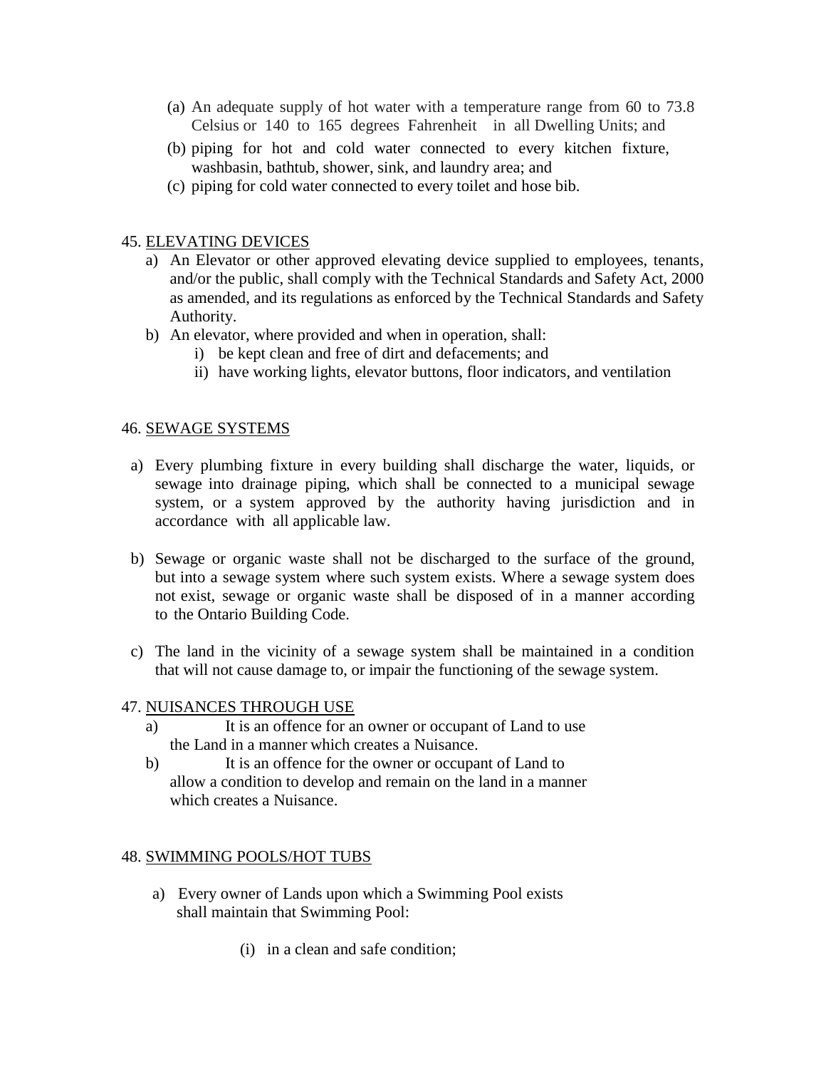(a) An adequate supply of hot water with a temperature range from 60 to 73.8 Celsius or 140 to 165 degrees Fahrenheit in all Dwelling Units; and

(b) piping for hot and cold water connected to every kitchen fixture, washbasin, bathtub, shower, sink, and laundry area; and

(c) piping for cold water connected to every toilet and hose bib.

45. <u>ELEVATING DEVICES</u>

a) An Elevator or other approved elevating device supplied to employees, tenants, and/or the public, shall comply with the Technical Standards and Safety Act, 2000 as amended, and its regulations as enforced by the Technical Standards and Safety Authority.

b) An elevator, where provided and when in operation, shall:

   i) be kept clean and free of dirt and defacements; and

   ii) have working lights, elevator buttons, floor indicators, and ventilation

46. <u>SEWAGE SYSTEMS</u>

a) Every plumbing fixture in every building shall discharge the water, liquids, or sewage into drainage piping, which shall be connected to a municipal sewage system, or a system approved by the authority having jurisdiction and in accordance with all applicable law.

b) Sewage or organic waste shall not be discharged to the surface of the ground, but into a sewage system where such system exists. Where a sewage system does not exist, sewage or organic waste shall be disposed of in a manner according to the Ontario Building Code.

c) The land in the vicinity of a sewage system shall be maintained in a condition that will not cause damage to, or impair the functioning of the sewage system.

47. <u>NUISANCES THROUGH USE</u>

a) It is an offence for an owner or occupant of Land to use the Land in a manner which creates a Nuisance.

b) It is an offence for the owner or occupant of Land to allow a condition to develop and remain on the land in a manner which creates a Nuisance.

48. <u>SWIMMING POOLS/HOT TUBS</u>

a) Every owner of Lands upon which a Swimming Pool exists shall maintain that Swimming Pool:

   (i) in a clean and safe condition;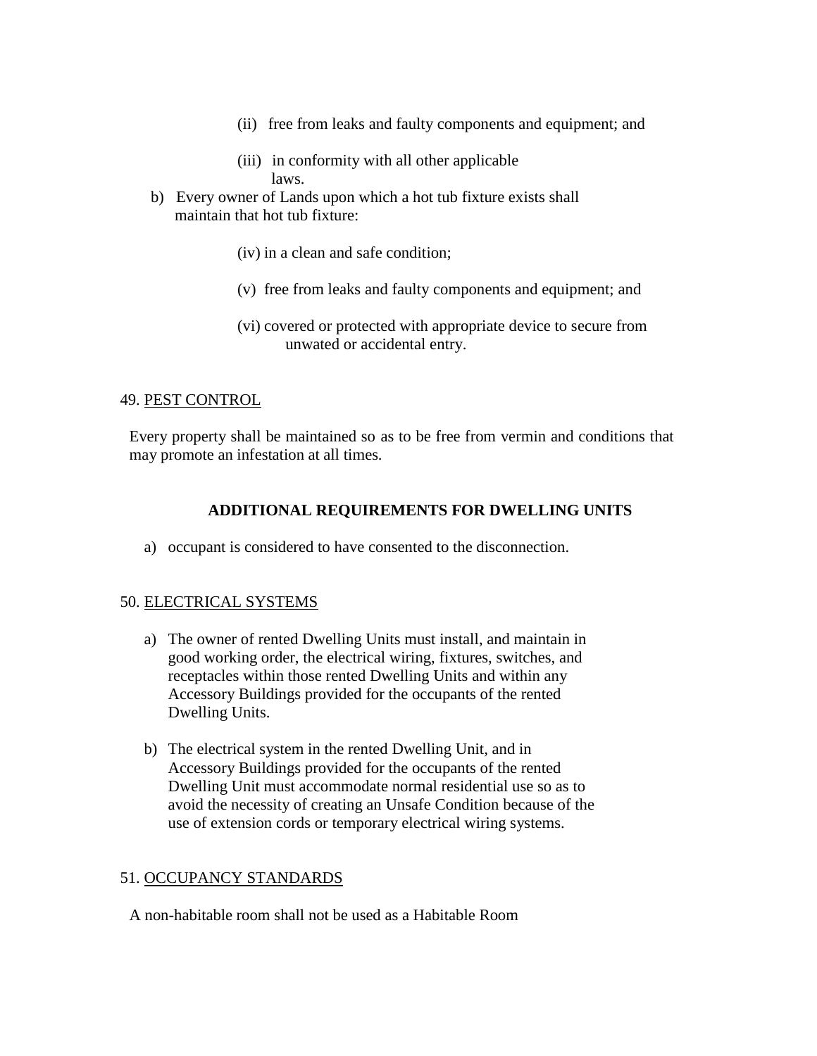(ii) free from leaks and faulty components and equipment; and

(iii) in conformity with all other applicable laws.

b) Every owner of Lands upon which a hot tub fixture exists shall maintain that hot tub fixture:

(iv) in a clean and safe condition;

(v) free from leaks and faulty components and equipment; and

(vi) covered or protected with appropriate device to secure from unwated or accidental entry.

49. <u>PEST CONTROL</u>

Every property shall be maintained so as to be free from vermin and conditions that may promote an infestation at all times.

**ADDITIONAL REQUIREMENTS FOR DWELLING UNITS**

a) occupant is considered to have consented to the disconnection.

50. <u>ELECTRICAL SYSTEMS</u>

a) The owner of rented Dwelling Units must install, and maintain in good working order, the electrical wiring, fixtures, switches, and receptacles within those rented Dwelling Units and within any Accessory Buildings provided for the occupants of the rented Dwelling Units.

b) The electrical system in the rented Dwelling Unit, and in Accessory Buildings provided for the occupants of the rented Dwelling Unit must accommodate normal residential use so as to avoid the necessity of creating an Unsafe Condition because of the use of extension cords or temporary electrical wiring systems.

51. <u>OCCUPANCY STANDARDS</u>

A non-habitable room shall not be used as a Habitable Room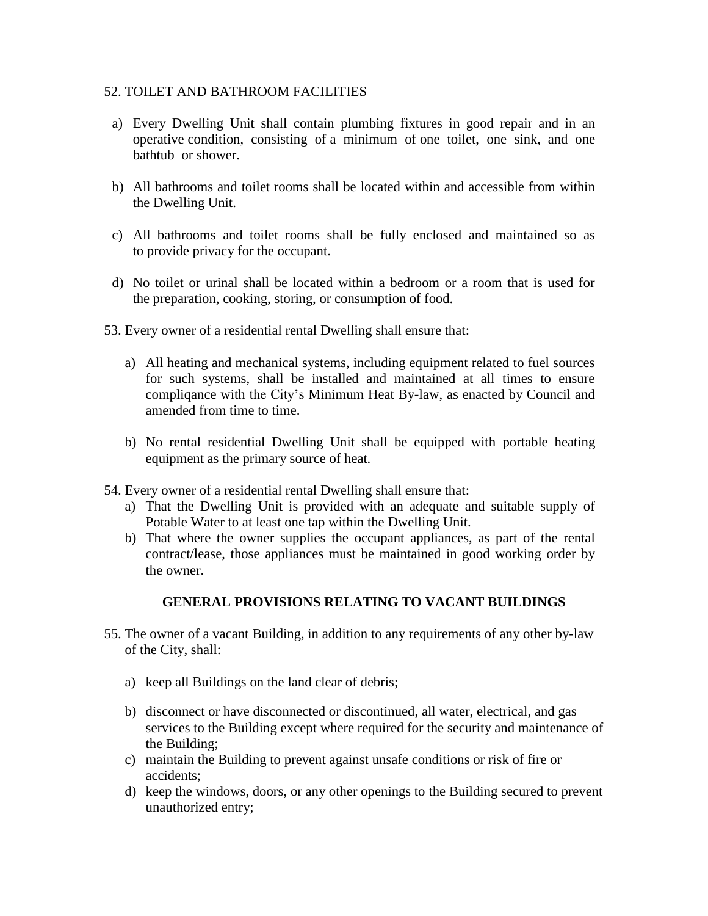52. <u>TOILET AND BATHROOM FACILITIES</u>

a) Every Dwelling Unit shall contain plumbing fixtures in good repair and in an operative condition, consisting of a minimum of one toilet, one sink, and one bathtub or shower.

b) All bathrooms and toilet rooms shall be located within and accessible from within the Dwelling Unit.

c) All bathrooms and toilet rooms shall be fully enclosed and maintained so as to provide privacy for the occupant.

d) No toilet or urinal shall be located within a bedroom or a room that is used for the preparation, cooking, storing, or consumption of food.

53. Every owner of a residential rental Dwelling shall ensure that:

a) All heating and mechanical systems, including equipment related to fuel sources for such systems, shall be installed and maintained at all times to ensure compliqance with the City's Minimum Heat By-law, as enacted by Council and amended from time to time.

b) No rental residential Dwelling Unit shall be equipped with portable heating equipment as the primary source of heat.

54. Every owner of a residential rental Dwelling shall ensure that:

a) That the Dwelling Unit is provided with an adequate and suitable supply of Potable Water to at least one tap within the Dwelling Unit.
b) That where the owner supplies the occupant appliances, as part of the rental contract/lease, those appliances must be maintained in good working order by the owner.

**GENERAL PROVISIONS RELATING TO VACANT BUILDINGS**

55. The owner of a vacant Building, in addition to any requirements of any other by-law of the City, shall:

a) keep all Buildings on the land clear of debris;

b) disconnect or have disconnected or discontinued, all water, electrical, and gas services to the Building except where required for the security and maintenance of the Building;
c) maintain the Building to prevent against unsafe conditions or risk of fire or accidents;
d) keep the windows, doors, or any other openings to the Building secured to prevent unauthorized entry;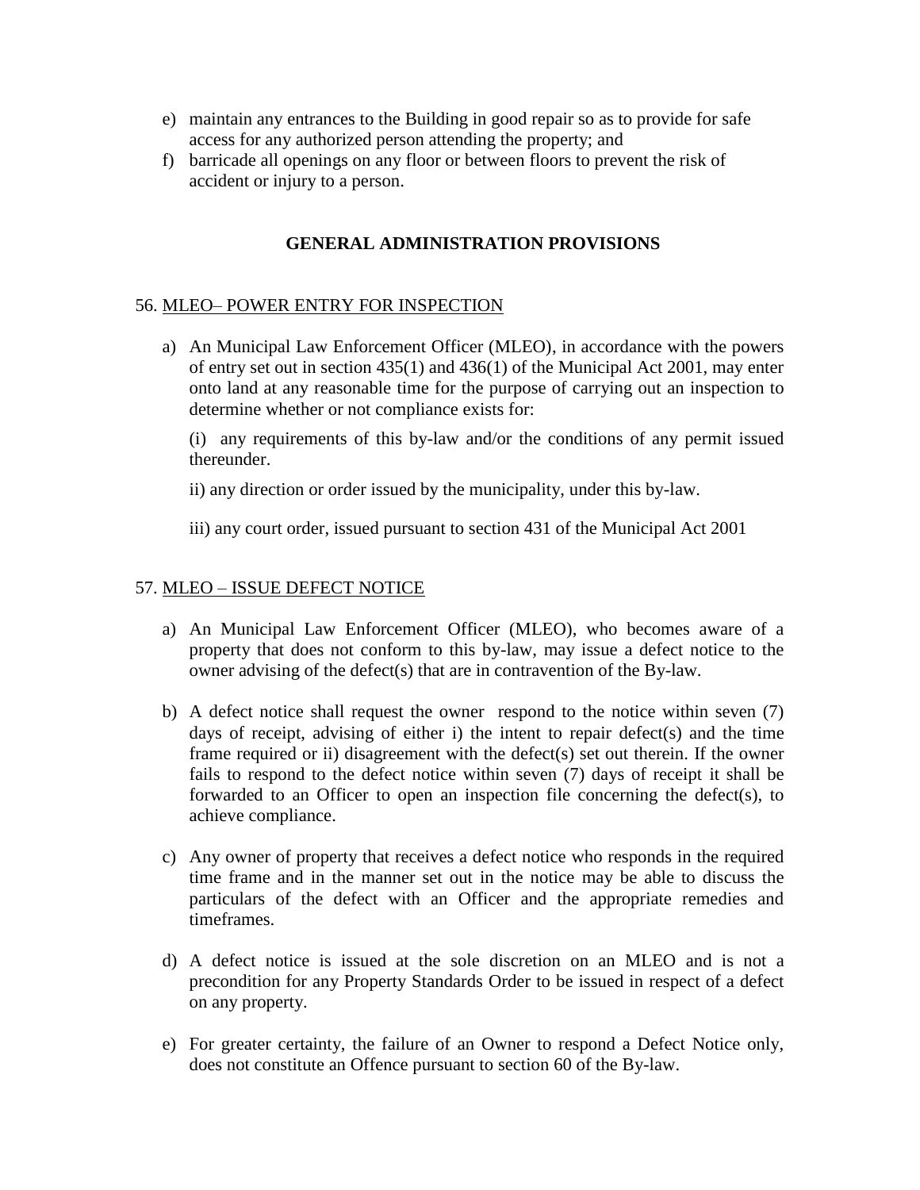e) maintain any entrances to the Building in good repair so as to provide for safe access for any authorized person attending the property; and

f) barricade all openings on any floor or between floors to prevent the risk of accident or injury to a person.

## GENERAL ADMINISTRATION PROVISIONS

56. <u>MLEO– POWER ENTRY FOR INSPECTION</u>

a) An Municipal Law Enforcement Officer (MLEO), in accordance with the powers of entry set out in section 435(1) and 436(1) of the Municipal Act 2001, may enter onto land at any reasonable time for the purpose of carrying out an inspection to determine whether or not compliance exists for:

   (i) any requirements of this by-law and/or the conditions of any permit issued thereunder.

   ii) any direction or order issued by the municipality, under this by-law.

   iii) any court order, issued pursuant to section 431 of the Municipal Act 2001

57. <u>MLEO – ISSUE DEFECT NOTICE</u>

a) An Municipal Law Enforcement Officer (MLEO), who becomes aware of a property that does not conform to this by-law, may issue a defect notice to the owner advising of the defect(s) that are in contravention of the By-law.

b) A defect notice shall request the owner respond to the notice within seven (7) days of receipt, advising of either i) the intent to repair defect(s) and the time frame required or ii) disagreement with the defect(s) set out therein. If the owner fails to respond to the defect notice within seven (7) days of receipt it shall be forwarded to an Officer to open an inspection file concerning the defect(s), to achieve compliance.

c) Any owner of property that receives a defect notice who responds in the required time frame and in the manner set out in the notice may be able to discuss the particulars of the defect with an Officer and the appropriate remedies and timeframes.

d) A defect notice is issued at the sole discretion on an MLEO and is not a precondition for any Property Standards Order to be issued in respect of a defect on any property.

e) For greater certainty, the failure of an Owner to respond a Defect Notice only, does not constitute an Offence pursuant to section 60 of the By-law.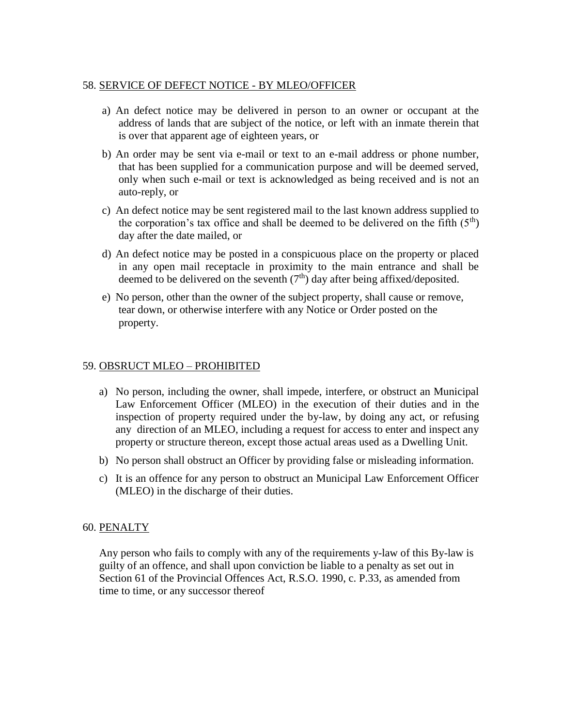58. <u>SERVICE OF DEFECT NOTICE - BY MLEO/OFFICER</u>

a) An defect notice may be delivered in person to an owner or occupant at the address of lands that are subject of the notice, or left with an inmate therein that is over that apparent age of eighteen years, or

b) An order may be sent via e-mail or text to an e-mail address or phone number, that has been supplied for a communication purpose and will be deemed served, only when such e-mail or text is acknowledged as being received and is not an auto-reply, or

c) An defect notice may be sent registered mail to the last known address supplied to the corporation's tax office and shall be deemed to be delivered on the fifth ($5^{th}$) day after the date mailed, or

d) An defect notice may be posted in a conspicuous place on the property or placed in any open mail receptacle in proximity to the main entrance and shall be deemed to be delivered on the seventh ($7^{th}$) day after being affixed/deposited.

e) No person, other than the owner of the subject property, shall cause or remove, tear down, or otherwise interfere with any Notice or Order posted on the property.

59. <u>OBSRUCT MLEO – PROHIBITED</u>

a) No person, including the owner, shall impede, interfere, or obstruct an Municipal Law Enforcement Officer (MLEO) in the execution of their duties and in the inspection of property required under the by-law, by doing any act, or refusing any direction of an MLEO, including a request for access to enter and inspect any property or structure thereon, except those actual areas used as a Dwelling Unit.

b) No person shall obstruct an Officer by providing false or misleading information.

c) It is an offence for any person to obstruct an Municipal Law Enforcement Officer (MLEO) in the discharge of their duties.

60. <u>PENALTY</u>

Any person who fails to comply with any of the requirements y-law of this By-law is guilty of an offence, and shall upon conviction be liable to a penalty as set out in Section 61 of the Provincial Offences Act, R.S.O. 1990, c. P.33, as amended from time to time, or any successor thereof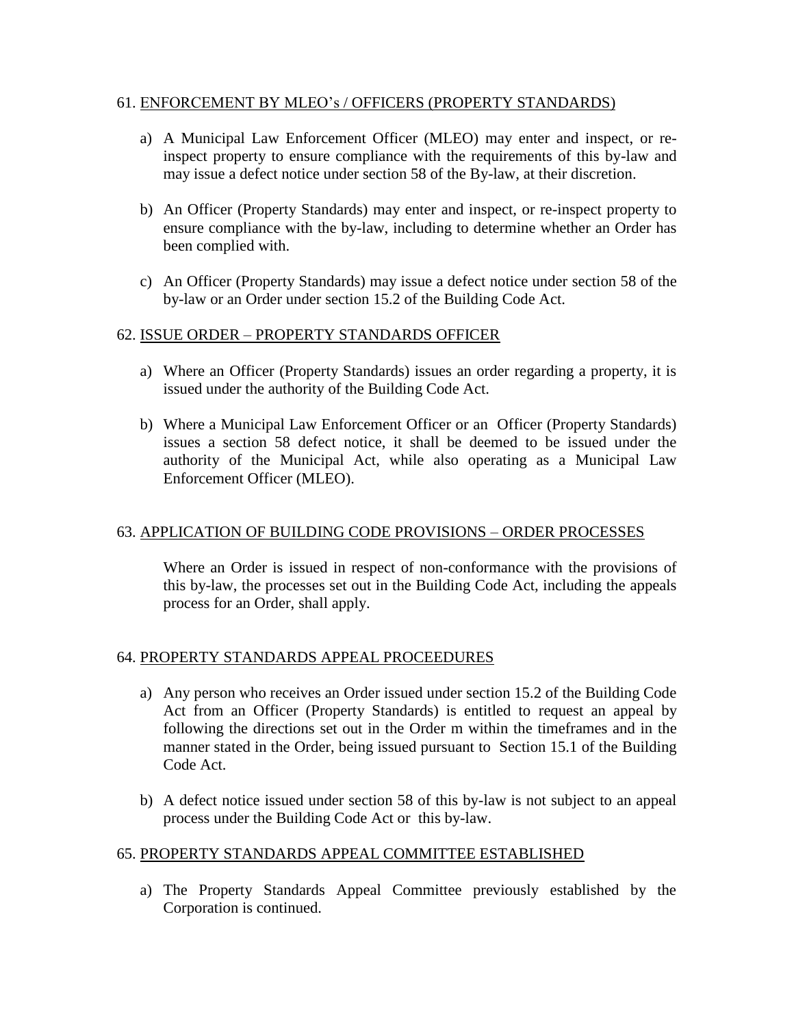61. <u>ENFORCEMENT BY MLEO's / OFFICERS (PROPERTY STANDARDS)</u>

a) A Municipal Law Enforcement Officer (MLEO) may enter and inspect, or re-inspect property to ensure compliance with the requirements of this by-law and may issue a defect notice under section 58 of the By-law, at their discretion.

b) An Officer (Property Standards) may enter and inspect, or re-inspect property to ensure compliance with the by-law, including to determine whether an Order has been complied with.

c) An Officer (Property Standards) may issue a defect notice under section 58 of the by-law or an Order under section 15.2 of the Building Code Act.

62. <u>ISSUE ORDER – PROPERTY STANDARDS OFFICER</u>

a) Where an Officer (Property Standards) issues an order regarding a property, it is issued under the authority of the Building Code Act.

b) Where a Municipal Law Enforcement Officer or an Officer (Property Standards) issues a section 58 defect notice, it shall be deemed to be issued under the authority of the Municipal Act, while also operating as a Municipal Law Enforcement Officer (MLEO).

63. <u>APPLICATION OF BUILDING CODE PROVISIONS – ORDER PROCESSES</u>

Where an Order is issued in respect of non-conformance with the provisions of this by-law, the processes set out in the Building Code Act, including the appeals process for an Order, shall apply.

64. <u>PROPERTY STANDARDS APPEAL PROCEEDURES</u>

a) Any person who receives an Order issued under section 15.2 of the Building Code Act from an Officer (Property Standards) is entitled to request an appeal by following the directions set out in the Order m within the timeframes and in the manner stated in the Order, being issued pursuant to Section 15.1 of the Building Code Act.

b) A defect notice issued under section 58 of this by-law is not subject to an appeal process under the Building Code Act or this by-law.

65. <u>PROPERTY STANDARDS APPEAL COMMITTEE ESTABLISHED</u>

a) The Property Standards Appeal Committee previously established by the Corporation is continued.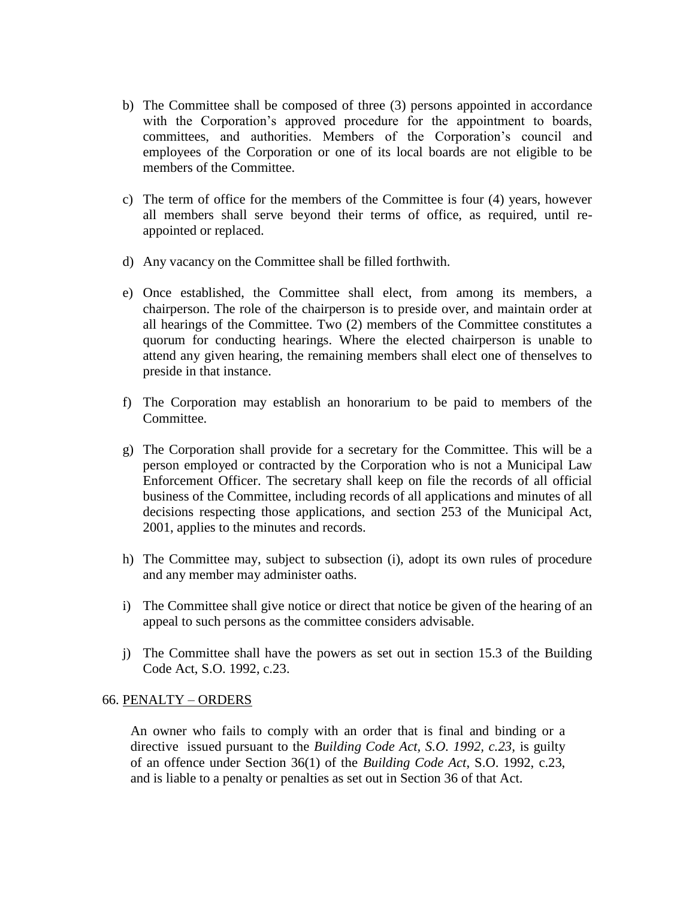b) The Committee shall be composed of three (3) persons appointed in accordance with the Corporation's approved procedure for the appointment to boards, committees, and authorities. Members of the Corporation's council and employees of the Corporation or one of its local boards are not eligible to be members of the Committee.

c) The term of office for the members of the Committee is four (4) years, however all members shall serve beyond their terms of office, as required, until re-appointed or replaced.

d) Any vacancy on the Committee shall be filled forthwith.

e) Once established, the Committee shall elect, from among its members, a chairperson. The role of the chairperson is to preside over, and maintain order at all hearings of the Committee. Two (2) members of the Committee constitutes a quorum for conducting hearings. Where the elected chairperson is unable to attend any given hearing, the remaining members shall elect one of thenselves to preside in that instance.

f) The Corporation may establish an honorarium to be paid to members of the Committee.

g) The Corporation shall provide for a secretary for the Committee. This will be a person employed or contracted by the Corporation who is not a Municipal Law Enforcement Officer. The secretary shall keep on file the records of all official business of the Committee, including records of all applications and minutes of all decisions respecting those applications, and section 253 of the Municipal Act, 2001, applies to the minutes and records.

h) The Committee may, subject to subsection (i), adopt its own rules of procedure and any member may administer oaths.

i) The Committee shall give notice or direct that notice be given of the hearing of an appeal to such persons as the committee considers advisable.

j) The Committee shall have the powers as set out in section 15.3 of the Building Code Act, S.O. 1992, c.23.

## 66. PENALTY – ORDERS

An owner who fails to comply with an order that is final and binding or a directive issued pursuant to the *Building Code Act, S.O. 1992, c.23*, is guilty of an offence under Section 36(1) of the *Building Code Act*, S.O. 1992, c.23, and is liable to a penalty or penalties as set out in Section 36 of that Act.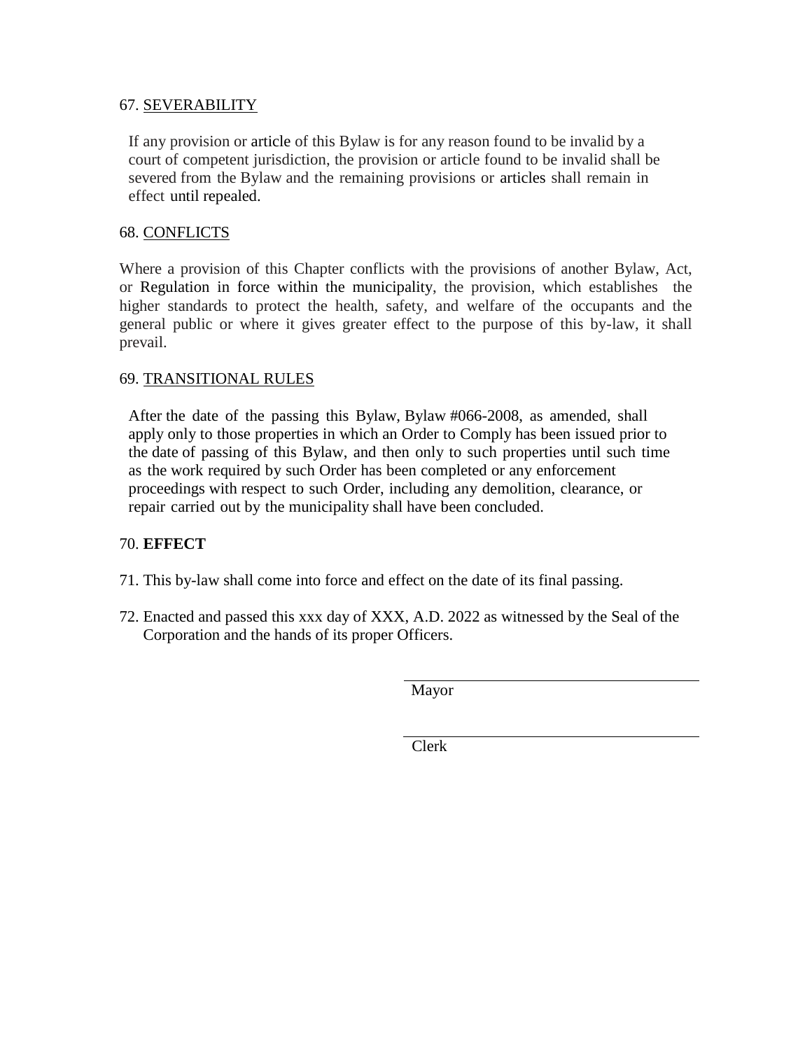67. <u>SEVERABILITY</u>

If any provision or article of this Bylaw is for any reason found to be invalid by a court of competent jurisdiction, the provision or article found to be invalid shall be severed from the Bylaw and the remaining provisions or articles shall remain in effect until repealed.

68. <u>CONFLICTS</u>

Where a provision of this Chapter conflicts with the provisions of another Bylaw, Act, or Regulation in force within the municipality, the provision, which establishes the higher standards to protect the health, safety, and welfare of the occupants and the general public or where it gives greater effect to the purpose of this by-law, it shall prevail.

69. <u>TRANSITIONAL RULES</u>

After the date of the passing this Bylaw, Bylaw #066-2008, as amended, shall apply only to those properties in which an Order to Comply has been issued prior to the date of passing of this Bylaw, and then only to such properties until such time as the work required by such Order has been completed or any enforcement proceedings with respect to such Order, including any demolition, clearance, or repair carried out by the municipality shall have been concluded.

70. **EFFECT**

71. This by-law shall come into force and effect on the date of its final passing.

72. Enacted and passed this xxx day of XXX, A.D. 2022 as witnessed by the Seal of the Corporation and the hands of its proper Officers.

\_\_\_\_\_\_\_\_\_\_\_\_\_\_\_\_\_\_\_\_\_\_\_\_\_\_\_\_\_\_\_\_\_\_\_\_\_\_\_\_

Mayor

\_\_\_\_\_\_\_\_\_\_\_\_\_\_\_\_\_\_\_\_\_\_\_\_\_\_\_\_\_\_\_\_\_\_\_\_\_\_\_\_

Clerk